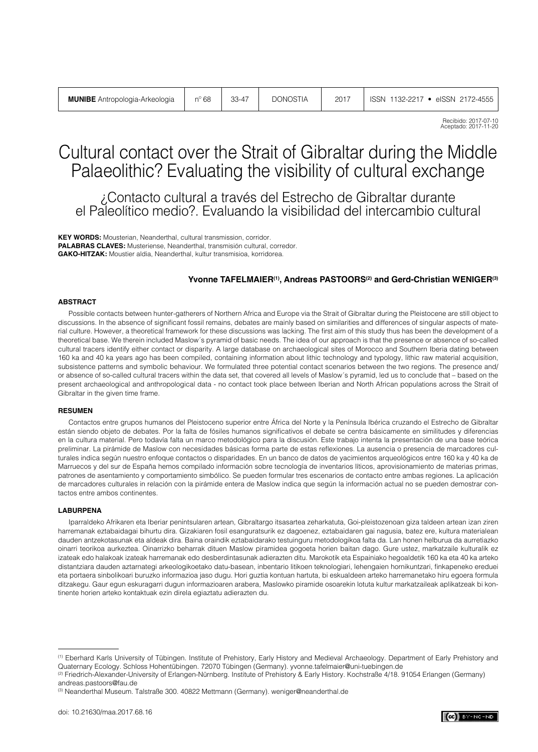Recibido: 2017-07-10
Aceptado: 2017-11-20

# Cultural contact over the Strait of Gibraltar during the Middle Palaeolithic? Evaluating the visibility of cultural exchange

## ¿Contacto cultural a través del Estrecho de Gibraltar durante el Paleolítico medio?. Evaluando la visibilidad del intercambio cultural

**KEY WORDS:** Mousterian, Neanderthal, cultural transmission, corridor.
**PALABRAS CLAVES:** Musteriense, Neanderthal, transmisión cultural, corredor.
**GAKO-HITZAK:** Moustier aldia, Neanderthal, kultur transmisioa, korridorea.

**Yvonne TAFELMAIER[1], Andreas PASTOORS[2] and Gerd-Christian WENIGER[3]**

### ABSTRACT

Possible contacts between hunter-gatherers of Northern Africa and Europe via the Strait of Gibraltar during the Pleistocene are still object to discussions. In the absence of significant fossil remains, debates are mainly based on similarities and differences of singular aspects of material culture. However, a theoretical framework for these discussions was lacking. The first aim of this study thus has been the development of a theoretical base. We therein included Maslow´s pyramid of basic needs. The idea of our approach is that the presence or absence of so-called cultural tracers identify either contact or disparity. A large database on archaeological sites of Morocco and Southern Iberia dating between 160 ka and 40 ka years ago has been compiled, containing information about lithic technology and typology, lithic raw material acquisition, subsistence patterns and symbolic behaviour. We formulated three potential contact scenarios between the two regions. The presence and/or absence of so-called cultural tracers within the data set, that covered all levels of Maslow´s pyramid, led us to conclude that – based on the present archaeological and anthropological data - no contact took place between Iberian and North African populations across the Strait of Gibraltar in the given time frame.

### RESUMEN

Contactos entre grupos humanos del Pleistoceno superior entre África del Norte y la Península Ibérica cruzando el Estrecho de Gibraltar están siendo objeto de debates. Por la falta de fósiles humanos significativos el debate se centra básicamente en similitudes y diferencias en la cultura material. Pero todavía falta un marco metodológico para la discusión. Este trabajo intenta la presentación de una base teórica preliminar. La pirámide de Maslow con necesidades básicas forma parte de estas reflexiones. La ausencia o presencia de marcadores culturales indica según nuestro enfoque contactos o disparidades. En un banco de datos de yacimientos arqueológicos entre 160 ka y 40 ka de Marruecos y del sur de España hemos compilado información sobre tecnología de inventarios líticos, aprovisionamiento de materias primas, patrones de asentamiento y comportamiento simbólico. Se pueden formular tres escenarios de contacto entre ambas regiones. La aplicación de marcadores culturales en relación con la pirámide entera de Maslow indica que según la información actual no se pueden demostrar contactos entre ambos continentes.

### LABURPENA

Iparraldeko Afrikaren eta Iberiar penintsularen artean, Gibraltargo itsasartea zeharkatuta, Goi-pleistozenoan giza taldeen artean izan ziren harremanak eztabaidagai bihurtu dira. Gizakiaren fosil esanguratsurik ez dagoenez, eztabaidaren gai nagusia, batez ere, kultura materialean dauden antzekotasunak eta aldeak dira. Baina oraindik eztabaidarako testuinguru metodologikoa falta da. Lan honen helburua da aurretiazko oinarri teorikoa aurkeztea. Oinarrizko beharrak dituen Maslow piramidea gogoeta horien baitan dago. Gure ustez, markatzaile kulturalik ez izateak edo halakoak izateak harremanak edo desberdintasunak adierazten ditu. Marokotik eta Espainiako hegoaldetik 160 ka eta 40 ka arteko distantziara dauden aztarnategi arkeologikoetako datu-basean, inbentario litikoen teknologiari, lehengaien hornikuntzari, finkapeneko ereduei eta portaera sinbolikoari buruzko informazioa jaso dugu. Hori guztia kontuan hartuta, bi eskualdeen arteko harremanetako hiru egoera formula ditzakegu. Gaur egun eskuragarri dugun informazioaren arabera, Maslowko piramide osoarekin lotuta kultur markatzaileak aplikatzeak bi kontinente horien arteko kontaktuak ezin direla egiaztatu adierazten du.

---

[1] Eberhard Karls University of Tübingen. Institute of Prehistory, Early History and Medieval Archaeology. Department of Early Prehistory and Quaternary Ecology. Schloss Hohentübingen. 72070 Tübingen (Germany). yvonne.tafelmaier@uni-tuebingen.de

[2] Friedrich-Alexander-University of Erlangen-Nürnberg. Institute of Prehistory & Early History. Kochstraße 4/18. 91054 Erlangen (Germany) andreas.pastoors@fau.de

[3] Neanderthal Museum. Talstraße 300. 40822 Mettmann (Germany). weniger@neanderthal.de

doi: 10.21630/maa.2017.68.16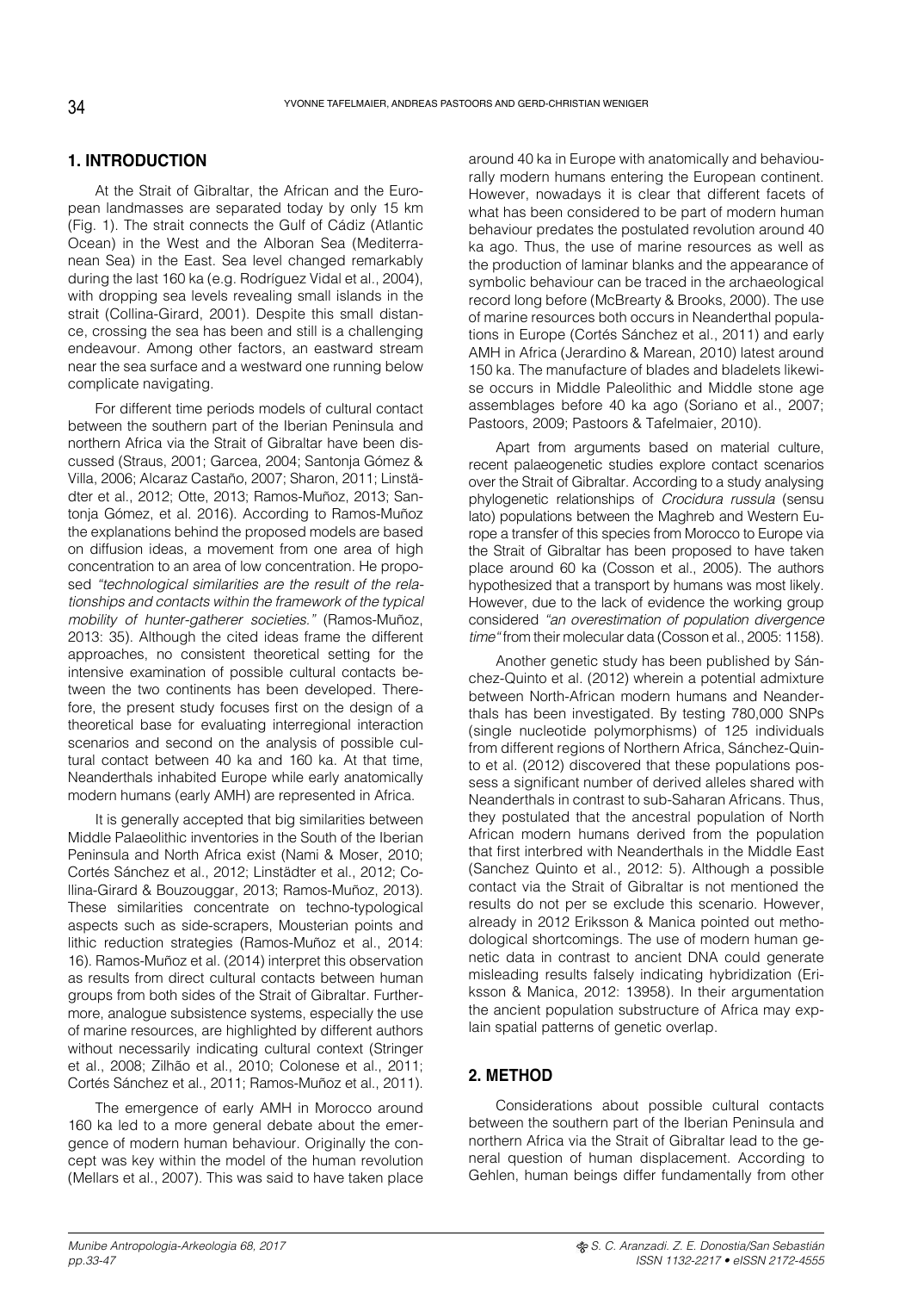## 1. INTRODUCTION

At the Strait of Gibraltar, the African and the European landmasses are separated today by only 15 km (Fig. 1). The strait connects the Gulf of Cádiz (Atlantic Ocean) in the West and the Alboran Sea (Mediterranean Sea) in the East. Sea level changed remarkably during the last 160 ka (e.g. Rodríguez Vidal et al., 2004), with dropping sea levels revealing small islands in the strait (Collina-Girard, 2001). Despite this small distance, crossing the sea has been and still is a challenging endeavour. Among other factors, an eastward stream near the sea surface and a westward one running below complicate navigating.

For different time periods models of cultural contact between the southern part of the Iberian Peninsula and northern Africa via the Strait of Gibraltar have been discussed (Straus, 2001; Garcea, 2004; Santonja Gómez & Villa, 2006; Alcaraz Castaño, 2007; Sharon, 2011; Linstädter et al., 2012; Otte, 2013; Ramos-Muñoz, 2013; Santonja Gómez, et al. 2016). According to Ramos-Muñoz the explanations behind the proposed models are based on diffusion ideas, a movement from one area of high concentration to an area of low concentration. He proposed *"technological similarities are the result of the relationships and contacts within the framework of the typical mobility of hunter-gatherer societies."* (Ramos-Muñoz, 2013: 35). Although the cited ideas frame the different approaches, no consistent theoretical setting for the intensive examination of possible cultural contacts between the two continents has been developed. Therefore, the present study focuses first on the design of a theoretical base for evaluating interregional interaction scenarios and second on the analysis of possible cultural contact between 40 ka and 160 ka. At that time, Neanderthals inhabited Europe while early anatomically modern humans (early AMH) are represented in Africa.

It is generally accepted that big similarities between Middle Palaeolithic inventories in the South of the Iberian Peninsula and North Africa exist (Nami & Moser, 2010; Cortés Sánchez et al., 2012; Linstädter et al., 2012; Collina-Girard & Bouzouggar, 2013; Ramos-Muñoz, 2013). These similarities concentrate on techno-typological aspects such as side-scrapers, Mousterian points and lithic reduction strategies (Ramos-Muñoz et al., 2014: 16). Ramos-Muñoz et al. (2014) interpret this observation as results from direct cultural contacts between human groups from both sides of the Strait of Gibraltar. Furthermore, analogue subsistence systems, especially the use of marine resources, are highlighted by different authors without necessarily indicating cultural context (Stringer et al., 2008; Zilhão et al., 2010; Colonese et al., 2011; Cortés Sánchez et al., 2011; Ramos-Muñoz et al., 2011).

The emergence of early AMH in Morocco around 160 ka led to a more general debate about the emergence of modern human behaviour. Originally the concept was key within the model of the human revolution (Mellars et al., 2007). This was said to have taken place around 40 ka in Europe with anatomically and behaviourally modern humans entering the European continent. However, nowadays it is clear that different facets of what has been considered to be part of modern human behaviour predates the postulated revolution around 40 ka ago. Thus, the use of marine resources as well as the production of laminar blanks and the appearance of symbolic behaviour can be traced in the archaeological record long before (McBrearty & Brooks, 2000). The use of marine resources both occurs in Neanderthal populations in Europe (Cortés Sánchez et al., 2011) and early AMH in Africa (Jerardino & Marean, 2010) latest around 150 ka. The manufacture of blades and bladelets likewise occurs in Middle Paleolithic and Middle stone age assemblages before 40 ka ago (Soriano et al., 2007; Pastoors, 2009; Pastoors & Tafelmaier, 2010).

Apart from arguments based on material culture, recent palaeogenetic studies explore contact scenarios over the Strait of Gibraltar. According to a study analysing phylogenetic relationships of *Crocidura russula* (sensu lato) populations between the Maghreb and Western Europe a transfer of this species from Morocco to Europe via the Strait of Gibraltar has been proposed to have taken place around 60 ka (Cosson et al., 2005). The authors hypothesized that a transport by humans was most likely. However, due to the lack of evidence the working group considered *"an overestimation of population divergence time"* from their molecular data (Cosson et al., 2005: 1158).

Another genetic study has been published by Sánchez-Quinto et al. (2012) wherein a potential admixture between North-African modern humans and Neanderthals has been investigated. By testing 780,000 SNPs (single nucleotide polymorphisms) of 125 individuals from different regions of Northern Africa, Sánchez-Quinto et al. (2012) discovered that these populations possess a significant number of derived alleles shared with Neanderthals in contrast to sub-Saharan Africans. Thus, they postulated that the ancestral population of North African modern humans derived from the population that first interbred with Neanderthals in the Middle East (Sanchez Quinto et al., 2012: 5). Although a possible contact via the Strait of Gibraltar is not mentioned the results do not per se exclude this scenario. However, already in 2012 Eriksson & Manica pointed out methodological shortcomings. The use of modern human genetic data in contrast to ancient DNA could generate misleading results falsely indicating hybridization (Eriksson & Manica, 2012: 13958). In their argumentation the ancient population substructure of Africa may explain spatial patterns of genetic overlap.

## 2. METHOD

Considerations about possible cultural contacts between the southern part of the Iberian Peninsula and northern Africa via the Strait of Gibraltar lead to the general question of human displacement. According to Gehlen, human beings differ fundamentally from other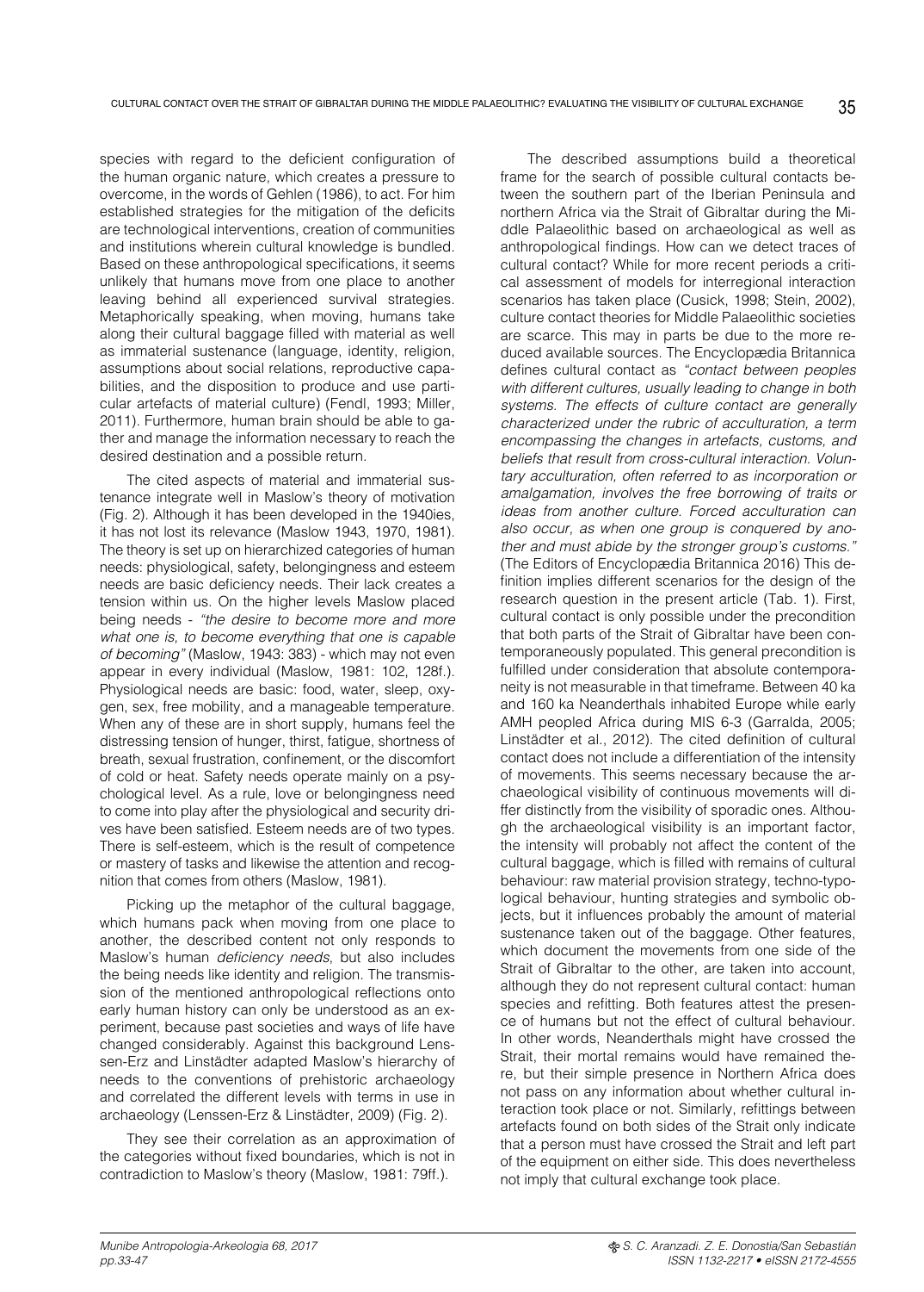species with regard to the deficient configuration of the human organic nature, which creates a pressure to overcome, in the words of Gehlen (1986), to act. For him established strategies for the mitigation of the deficits are technological interventions, creation of communities and institutions wherein cultural knowledge is bundled. Based on these anthropological specifications, it seems unlikely that humans move from one place to another leaving behind all experienced survival strategies. Metaphorically speaking, when moving, humans take along their cultural baggage filled with material as well as immaterial sustenance (language, identity, religion, assumptions about social relations, reproductive capabilities, and the disposition to produce and use particular artefacts of material culture) (Fendl, 1993; Miller, 2011). Furthermore, human brain should be able to gather and manage the information necessary to reach the desired destination and a possible return.

The cited aspects of material and immaterial sustenance integrate well in Maslow's theory of motivation (Fig. 2). Although it has been developed in the 1940ies, it has not lost its relevance (Maslow 1943, 1970, 1981). The theory is set up on hierarchized categories of human needs: physiological, safety, belongingness and esteem needs are basic deficiency needs. Their lack creates a tension within us. On the higher levels Maslow placed being needs - *"the desire to become more and more what one is, to become everything that one is capable of becoming"* (Maslow, 1943: 383) - which may not even appear in every individual (Maslow, 1981: 102, 128f.). Physiological needs are basic: food, water, sleep, oxygen, sex, free mobility, and a manageable temperature. When any of these are in short supply, humans feel the distressing tension of hunger, thirst, fatigue, shortness of breath, sexual frustration, confinement, or the discomfort of cold or heat. Safety needs operate mainly on a psychological level. As a rule, love or belongingness need to come into play after the physiological and security drives have been satisfied. Esteem needs are of two types. There is self-esteem, which is the result of competence or mastery of tasks and likewise the attention and recognition that comes from others (Maslow, 1981).

Picking up the metaphor of the cultural baggage, which humans pack when moving from one place to another, the described content not only responds to Maslow's human *deficiency needs*, but also includes the being needs like identity and religion. The transmission of the mentioned anthropological reflections onto early human history can only be understood as an experiment, because past societies and ways of life have changed considerably. Against this background Lenssen-Erz and Linstädter adapted Maslow's hierarchy of needs to the conventions of prehistoric archaeology and correlated the different levels with terms in use in archaeology (Lenssen-Erz & Linstädter, 2009) (Fig. 2).

They see their correlation as an approximation of the categories without fixed boundaries, which is not in contradiction to Maslow's theory (Maslow, 1981: 79ff.).

The described assumptions build a theoretical frame for the search of possible cultural contacts between the southern part of the Iberian Peninsula and northern Africa via the Strait of Gibraltar during the Middle Palaeolithic based on archaeological as well as anthropological findings. How can we detect traces of cultural contact? While for more recent periods a critical assessment of models for interregional interaction scenarios has taken place (Cusick, 1998; Stein, 2002), culture contact theories for Middle Palaeolithic societies are scarce. This may in parts be due to the more reduced available sources. The Encyclopædia Britannica defines cultural contact as *"contact between peoples with different cultures, usually leading to change in both systems. The effects of culture contact are generally characterized under the rubric of acculturation, a term encompassing the changes in artefacts, customs, and beliefs that result from cross-cultural interaction. Voluntary acculturation, often referred to as incorporation or amalgamation, involves the free borrowing of traits or ideas from another culture. Forced acculturation can also occur, as when one group is conquered by another and must abide by the stronger group's customs."* (The Editors of Encyclopædia Britannica 2016) This definition implies different scenarios for the design of the research question in the present article (Tab. 1). First, cultural contact is only possible under the precondition that both parts of the Strait of Gibraltar have been contemporaneously populated. This general precondition is fulfilled under consideration that absolute contemporaneity is not measurable in that timeframe. Between 40 ka and 160 ka Neanderthals inhabited Europe while early AMH peopled Africa during MIS 6-3 (Garralda, 2005; Linstädter et al., 2012). The cited definition of cultural contact does not include a differentiation of the intensity of movements. This seems necessary because the archaeological visibility of continuous movements will differ distinctly from the visibility of sporadic ones. Although the archaeological visibility is an important factor, the intensity will probably not affect the content of the cultural baggage, which is filled with remains of cultural behaviour: raw material provision strategy, techno-typological behaviour, hunting strategies and symbolic objects, but it influences probably the amount of material sustenance taken out of the baggage. Other features, which document the movements from one side of the Strait of Gibraltar to the other, are taken into account, although they do not represent cultural contact: human species and refitting. Both features attest the presence of humans but not the effect of cultural behaviour. In other words, Neanderthals might have crossed the Strait, their mortal remains would have remained there, but their simple presence in Northern Africa does not pass on any information about whether cultural interaction took place or not. Similarly, refittings between artefacts found on both sides of the Strait only indicate that a person must have crossed the Strait and left part of the equipment on either side. This does nevertheless not imply that cultural exchange took place.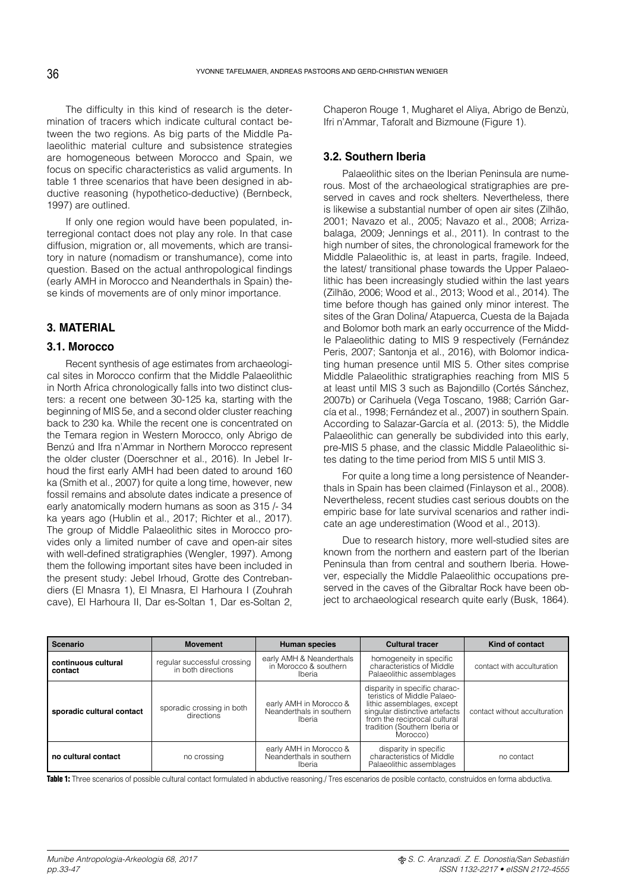The difficulty in this kind of research is the determination of tracers which indicate cultural contact between the two regions. As big parts of the Middle Palaeolithic material culture and subsistence strategies are homogeneous between Morocco and Spain, we focus on specific characteristics as valid arguments. In table 1 three scenarios that have been designed in abductive reasoning (hypothetico-deductive) (Bernbeck, 1997) are outlined.

If only one region would have been populated, interregional contact does not play any role. In that case diffusion, migration or, all movements, which are transitory in nature (nomadism or transhumance), come into question. Based on the actual anthropological findings (early AMH in Morocco and Neanderthals in Spain) these kinds of movements are of only minor importance.

## 3. MATERIAL

### 3.1. Morocco

Recent synthesis of age estimates from archaeological sites in Morocco confirm that the Middle Palaeolithic in North Africa chronologically falls into two distinct clusters: a recent one between 30-125 ka, starting with the beginning of MIS 5e, and a second older cluster reaching back to 230 ka. While the recent one is concentrated on the Temara region in Western Morocco, only Abrigo de Benzú and Ifra n'Ammar in Northern Morocco represent the older cluster (Doerschner et al., 2016). In Jebel Irhoud the first early AMH had been dated to around 160 ka (Smith et al., 2007) for quite a long time, however, new fossil remains and absolute dates indicate a presence of early anatomically modern humans as soon as 315 /- 34 ka years ago (Hublin et al., 2017; Richter et al., 2017). The group of Middle Palaeolithic sites in Morocco provides only a limited number of cave and open-air sites with well-defined stratigraphies (Wengler, 1997). Among them the following important sites have been included in the present study: Jebel Irhoud, Grotte des Contrebandiers (El Mnasra 1), El Mnasra, El Harhoura I (Zouhrah cave), El Harhoura II, Dar es-Soltan 1, Dar es-Soltan 2, Chaperon Rouge 1, Mugharet el Aliya, Abrigo de Benzù, Ifri n'Ammar, Taforalt and Bizmoune (Figure 1).

### 3.2. Southern Iberia

Palaeolithic sites on the Iberian Peninsula are numerous. Most of the archaeological stratigraphies are preserved in caves and rock shelters. Nevertheless, there is likewise a substantial number of open air sites (Zilhão, 2001; Navazo et al., 2005; Navazo et al., 2008; Arrizabalaga, 2009; Jennings et al., 2011). In contrast to the high number of sites, the chronological framework for the Middle Palaeolithic is, at least in parts, fragile. Indeed, the latest/ transitional phase towards the Upper Palaeolithic has been increasingly studied within the last years (Zilhão, 2006; Wood et al., 2013; Wood et al., 2014). The time before though has gained only minor interest. The sites of the Gran Dolina/ Atapuerca, Cuesta de la Bajada and Bolomor both mark an early occurrence of the Middle Palaeolithic dating to MIS 9 respectively (Fernández Peris, 2007; Santonja et al., 2016), with Bolomor indicating human presence until MIS 5. Other sites comprise Middle Palaeolithic stratigraphies reaching from MIS 5 at least until MIS 3 such as Bajondillo (Cortés Sánchez, 2007b) or Carihuela (Vega Toscano, 1988; Carrión García et al., 1998; Fernández et al., 2007) in southern Spain. According to Salazar-García et al. (2013: 5), the Middle Palaeolithic can generally be subdivided into this early, pre-MIS 5 phase, and the classic Middle Palaeolithic sites dating to the time period from MIS 5 until MIS 3.

For quite a long time a long persistence of Neanderthals in Spain has been claimed (Finlayson et al., 2008). Nevertheless, recent studies cast serious doubts on the empiric base for late survival scenarios and rather indicate an age underestimation (Wood et al., 2013).

Due to research history, more well-studied sites are known from the northern and eastern part of the Iberian Peninsula than from central and southern Iberia. However, especially the Middle Palaeolithic occupations preserved in the caves of the Gibraltar Rock have been object to archaeological research quite early (Busk, 1864).

| Scenario | Movement | Human species | Cultural tracer | Kind of contact |
|---|---|---|---|---|
| **continuous cultural contact** | regular successful crossing in both directions | early AMH & Neanderthals in Morocco & southern Iberia | homogeneity in specific characteristics of Middle Palaeolithic assemblages | contact with acculturation |
| **sporadic cultural contact** | sporadic crossing in both directions | early AMH in Morocco & Neanderthals in southern Iberia | disparity in specific characteristics of Middle Palaeolithic assemblages, except singular distinctive artefacts from the reciprocal cultural tradition (Southern Iberia or Morocco) | contact without acculturation |
| **no cultural contact** | no crossing | early AMH in Morocco & Neanderthals in southern Iberia | disparity in specific characteristics of Middle Palaeolithic assemblages | no contact |

**Table 1:** Three scenarios of possible cultural contact formulated in abductive reasoning./ Tres escenarios de posible contacto, construidos en forma abductiva.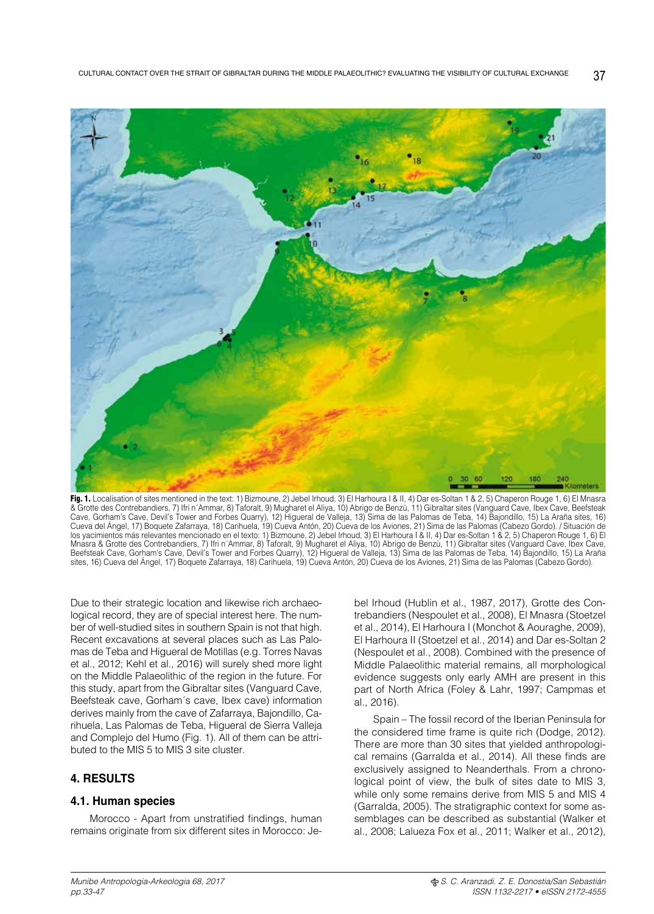**Fig. 1.** Localisation of sites mentioned in the text: 1) Bizmoune, 2) Jebel Irhoud, 3) El Harhoura I & II, 4) Dar es-Soltan 1 & 2, 5) Chaperon Rouge 1, 6) El Mnasra & Grotte des Contrebandiers, 7) Ifri n´Ammar, 8) Taforalt, 9) Mugharet el Aliya, 10) Abrigo de Benzù, 11) Gibraltar sites (Vanguard Cave, Ibex Cave, Beefsteak Cave, Gorham's Cave, Devil's Tower and Forbes Quarry), 12) Higueral de Valleja, 13) Sima de las Palomas de Teba, 14) Bajondillo, 15) La Araña sites, 16) Cueva del Ángel, 17) Boquete Zafarraya, 18) Carihuela, 19) Cueva Antón, 20) Cueva de los Aviones, 21) Sima de las Palomas (Cabezo Gordo). / Situación de los yacimientos más relevantes mencionado en el texto: 1) Bizmoune, 2) Jebel Irhoud, 3) El Harhoura I & II, 4) Dar es-Soltan 1 & 2, 5) Chaperon Rouge 1, 6) El Mnasra & Grotte des Contrebandiers, 7) Ifri n´Ammar, 8) Taforalt, 9) Mugharet el Aliya, 10) Abrigo de Benzù, 11) Gibraltar sites (Vanguard Cave, Ibex Cave, Beefsteak Cave, Gorham's Cave, Devil's Tower and Forbes Quarry), 12) Higueral de Valleja, 13) Sima de las Palomas de Teba, 14) Bajondillo, 15) La Araña sites, 16) Cueva del Ángel, 17) Boquete Zafarraya, 18) Carihuela, 19) Cueva Antón, 20) Cueva de los Aviones, 21) Sima de las Palomas (Cabezo Gordo).

Due to their strategic location and likewise rich archaeological record, they are of special interest here. The number of well-studied sites in southern Spain is not that high. Recent excavations at several places such as Las Palomas de Teba and Higueral de Motillas (e.g. Torres Navas et al., 2012; Kehl et al., 2016) will surely shed more light on the Middle Palaeolithic of the region in the future. For this study, apart from the Gibraltar sites (Vanguard Cave, Beefsteak cave, Gorham´s cave, Ibex cave) information derives mainly from the cave of Zafarraya, Bajondillo, Carihuela, Las Palomas de Teba, Higueral de Sierra Valleja and Complejo del Humo (Fig. 1). All of them can be attributed to the MIS 5 to MIS 3 site cluster.

## 4. RESULTS

### 4.1. Human species

Morocco - Apart from unstratified findings, human remains originate from six different sites in Morocco: Jebel Irhoud (Hublin et al., 1987, 2017), Grotte des Contrebandiers (Nespoulet et al., 2008), El Mnasra (Stoetzel et al., 2014), El Harhoura I (Monchot & Aouraghe, 2009), El Harhoura II (Stoetzel et al., 2014) and Dar es-Soltan 2 (Nespoulet et al., 2008). Combined with the presence of Middle Palaeolithic material remains, all morphological evidence suggests only early AMH are present in this part of North Africa (Foley & Lahr, 1997; Campmas et al., 2016).

Spain – The fossil record of the Iberian Peninsula for the considered time frame is quite rich (Dodge, 2012). There are more than 30 sites that yielded anthropological remains (Garralda et al., 2014). All these finds are exclusively assigned to Neanderthals. From a chronological point of view, the bulk of sites date to MIS 3, while only some remains derive from MIS 5 and MIS 4 (Garralda, 2005). The stratigraphic context for some assemblages can be described as substantial (Walker et al., 2008; Lalueza Fox et al., 2011; Walker et al., 2012),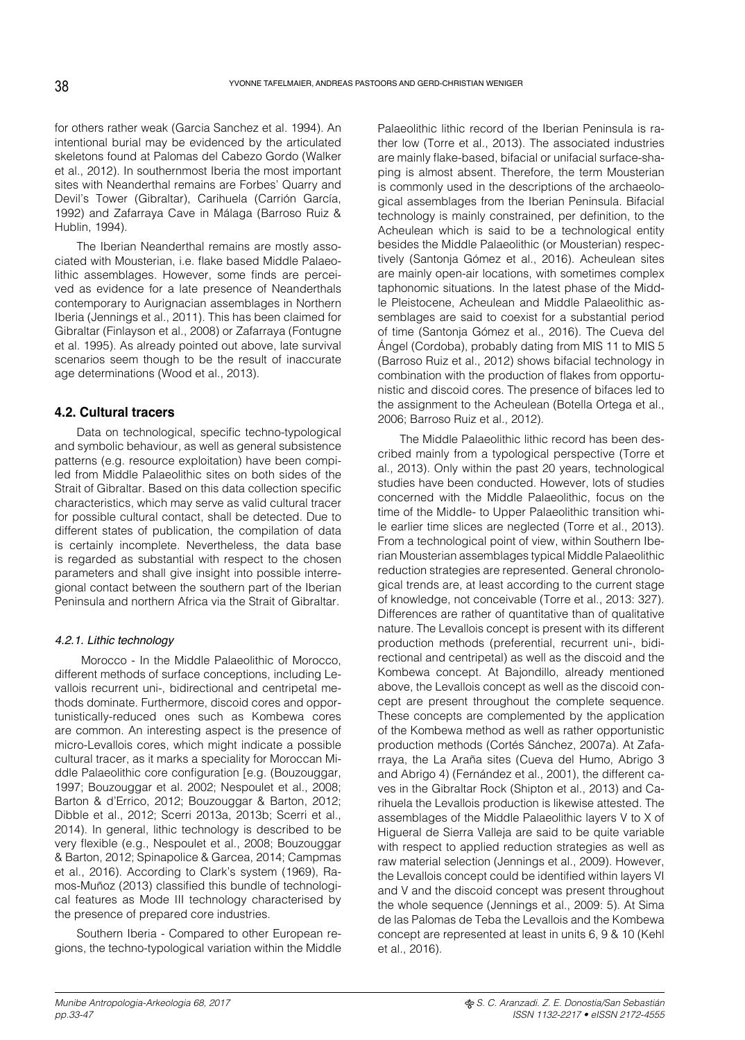for others rather weak (Garcia Sanchez et al. 1994). An intentional burial may be evidenced by the articulated skeletons found at Palomas del Cabezo Gordo (Walker et al., 2012). In southernmost Iberia the most important sites with Neanderthal remains are Forbes' Quarry and Devil's Tower (Gibraltar), Carihuela (Carrión García, 1992) and Zafarraya Cave in Málaga (Barroso Ruiz & Hublin, 1994).

The Iberian Neanderthal remains are mostly associated with Mousterian, i.e. flake based Middle Palaeolithic assemblages. However, some finds are perceived as evidence for a late presence of Neanderthals contemporary to Aurignacian assemblages in Northern Iberia (Jennings et al., 2011). This has been claimed for Gibraltar (Finlayson et al., 2008) or Zafarraya (Fontugne et al. 1995). As already pointed out above, late survival scenarios seem though to be the result of inaccurate age determinations (Wood et al., 2013).

### 4.2. Cultural tracers

Data on technological, specific techno-typological and symbolic behaviour, as well as general subsistence patterns (e.g. resource exploitation) have been compiled from Middle Palaeolithic sites on both sides of the Strait of Gibraltar. Based on this data collection specific characteristics, which may serve as valid cultural tracer for possible cultural contact, shall be detected. Due to different states of publication, the compilation of data is certainly incomplete. Nevertheless, the data base is regarded as substantial with respect to the chosen parameters and shall give insight into possible interregional contact between the southern part of the Iberian Peninsula and northern Africa via the Strait of Gibraltar.

#### *4.2.1. Lithic technology*

Morocco - In the Middle Palaeolithic of Morocco, different methods of surface conceptions, including Levallois recurrent uni-, bidirectional and centripetal methods dominate. Furthermore, discoid cores and opportunistically-reduced ones such as Kombewa cores are common. An interesting aspect is the presence of micro-Levallois cores, which might indicate a possible cultural tracer, as it marks a speciality for Moroccan Middle Palaeolithic core configuration [e.g. (Bouzouggar, 1997; Bouzouggar et al. 2002; Nespoulet et al., 2008; Barton & d'Errico, 2012; Bouzouggar & Barton, 2012; Dibble et al., 2012; Scerri 2013a, 2013b; Scerri et al., 2014). In general, lithic technology is described to be very flexible (e.g., Nespoulet et al., 2008; Bouzouggar & Barton, 2012; Spinapolice & Garcea, 2014; Campmas et al., 2016). According to Clark's system (1969), Ramos-Muñoz (2013) classified this bundle of technological features as Mode III technology characterised by the presence of prepared core industries.

Southern Iberia - Compared to other European regions, the techno-typological variation within the Middle Palaeolithic lithic record of the Iberian Peninsula is rather low (Torre et al., 2013). The associated industries are mainly flake-based, bifacial or unifacial surface-shaping is almost absent. Therefore, the term Mousterian is commonly used in the descriptions of the archaeological assemblages from the Iberian Peninsula. Bifacial technology is mainly constrained, per definition, to the Acheulean which is said to be a technological entity besides the Middle Palaeolithic (or Mousterian) respectively (Santonja Gómez et al., 2016). Acheulean sites are mainly open-air locations, with sometimes complex taphonomic situations. In the latest phase of the Middle Pleistocene, Acheulean and Middle Palaeolithic assemblages are said to coexist for a substantial period of time (Santonja Gómez et al., 2016). The Cueva del Ángel (Cordoba), probably dating from MIS 11 to MIS 5 (Barroso Ruiz et al., 2012) shows bifacial technology in combination with the production of flakes from opportunistic and discoid cores. The presence of bifaces led to the assignment to the Acheulean (Botella Ortega et al., 2006; Barroso Ruiz et al., 2012).

The Middle Palaeolithic lithic record has been described mainly from a typological perspective (Torre et al., 2013). Only within the past 20 years, technological studies have been conducted. However, lots of studies concerned with the Middle Palaeolithic, focus on the time of the Middle- to Upper Palaeolithic transition while earlier time slices are neglected (Torre et al., 2013). From a technological point of view, within Southern Iberian Mousterian assemblages typical Middle Palaeolithic reduction strategies are represented. General chronological trends are, at least according to the current stage of knowledge, not conceivable (Torre et al., 2013: 327). Differences are rather of quantitative than of qualitative nature. The Levallois concept is present with its different production methods (preferential, recurrent uni-, bidirectional and centripetal) as well as the discoid and the Kombewa concept. At Bajondillo, already mentioned above, the Levallois concept as well as the discoid concept are present throughout the complete sequence. These concepts are complemented by the application of the Kombewa method as well as rather opportunistic production methods (Cortés Sánchez, 2007a). At Zafarraya, the La Araña sites (Cueva del Humo, Abrigo 3 and Abrigo 4) (Fernández et al., 2001), the different caves in the Gibraltar Rock (Shipton et al., 2013) and Carihuela the Levallois production is likewise attested. The assemblages of the Middle Palaeolithic layers V to X of Higueral de Sierra Valleja are said to be quite variable with respect to applied reduction strategies as well as raw material selection (Jennings et al., 2009). However, the Levallois concept could be identified within layers VI and V and the discoid concept was present throughout the whole sequence (Jennings et al., 2009: 5). At Sima de las Palomas de Teba the Levallois and the Kombewa concept are represented at least in units 6, 9 & 10 (Kehl et al., 2016).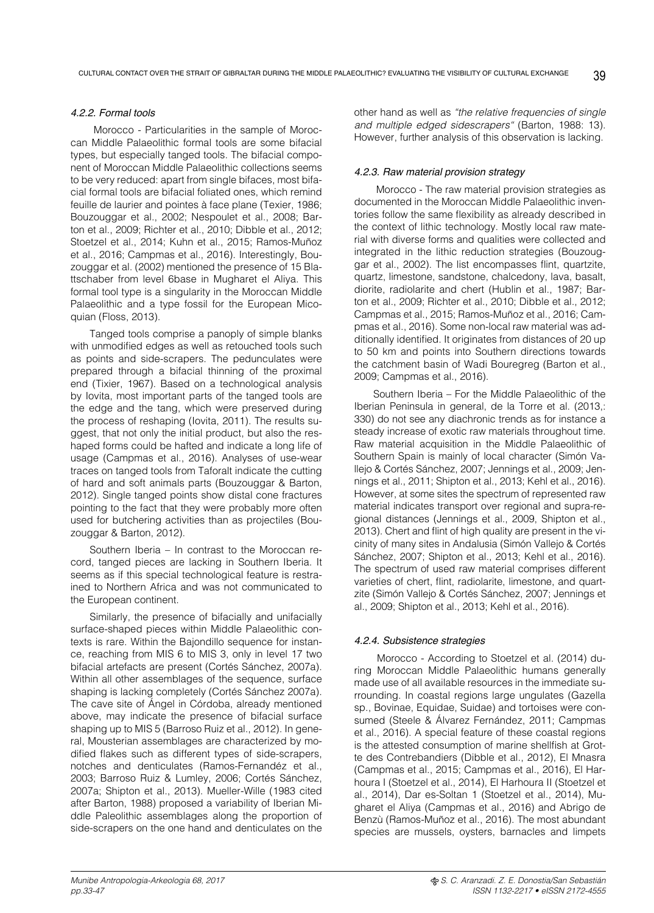#### *4.2.2. Formal tools*

Morocco - Particularities in the sample of Moroccan Middle Palaeolithic formal tools are some bifacial types, but especially tanged tools. The bifacial component of Moroccan Middle Palaeolithic collections seems to be very reduced: apart from single bifaces, most bifacial formal tools are bifacial foliated ones, which remind feuille de laurier and pointes à face plane (Texier, 1986; Bouzouggar et al., 2002; Nespoulet et al., 2008; Barton et al., 2009; Richter et al., 2010; Dibble et al., 2012; Stoetzel et al., 2014; Kuhn et al., 2015; Ramos-Muñoz et al., 2016; Campmas et al., 2016). Interestingly, Bouzouggar et al. (2002) mentioned the presence of 15 Blattschaber from level 6base in Mugharet el Aliya. This formal tool type is a singularity in the Moroccan Middle Palaeolithic and a type fossil for the European Micoquian (Floss, 2013).

Tanged tools comprise a panoply of simple blanks with unmodified edges as well as retouched tools such as points and side-scrapers. The pedunculates were prepared through a bifacial thinning of the proximal end (Tixier, 1967). Based on a technological analysis by Iovita, most important parts of the tanged tools are the edge and the tang, which were preserved during the process of reshaping (Iovita, 2011). The results suggest, that not only the initial product, but also the reshaped forms could be hafted and indicate a long life of usage (Campmas et al., 2016). Analyses of use-wear traces on tanged tools from Taforalt indicate the cutting of hard and soft animals parts (Bouzouggar & Barton, 2012). Single tanged points show distal cone fractures pointing to the fact that they were probably more often used for butchering activities than as projectiles (Bouzouggar & Barton, 2012).

Southern Iberia – In contrast to the Moroccan record, tanged pieces are lacking in Southern Iberia. It seems as if this special technological feature is restrained to Northern Africa and was not communicated to the European continent.

Similarly, the presence of bifacially and unifacially surface-shaped pieces within Middle Palaeolithic contexts is rare. Within the Bajondillo sequence for instance, reaching from MIS 6 to MIS 3, only in level 17 two bifacial artefacts are present (Cortés Sánchez, 2007a). Within all other assemblages of the sequence, surface shaping is lacking completely (Cortés Sánchez 2007a). The cave site of Ángel in Córdoba, already mentioned above, may indicate the presence of bifacial surface shaping up to MIS 5 (Barroso Ruiz et al., 2012). In general, Mousterian assemblages are characterized by modified flakes such as different types of side-scrapers, notches and denticulates (Ramos-Fernandéz et al., 2003; Barroso Ruiz & Lumley, 2006; Cortés Sánchez, 2007a; Shipton et al., 2013). Mueller-Wille (1983 cited after Barton, 1988) proposed a variability of Iberian Middle Paleolithic assemblages along the proportion of side-scrapers on the one hand and denticulates on the other hand as well as *"the relative frequencies of single and multiple edged sidescrapers"* (Barton, 1988: 13). However, further analysis of this observation is lacking.

#### *4.2.3. Raw material provision strategy*

Morocco - The raw material provision strategies as documented in the Moroccan Middle Palaeolithic inventories follow the same flexibility as already described in the context of lithic technology. Mostly local raw material with diverse forms and qualities were collected and integrated in the lithic reduction strategies (Bouzouggar et al., 2002). The list encompasses flint, quartzite, quartz, limestone, sandstone, chalcedony, lava, basalt, diorite, radiolarite and chert (Hublin et al., 1987; Barton et al., 2009; Richter et al., 2010; Dibble et al., 2012; Campmas et al., 2015; Ramos-Muñoz et al., 2016; Campmas et al., 2016). Some non-local raw material was additionally identified. It originates from distances of 20 up to 50 km and points into Southern directions towards the catchment basin of Wadi Bouregreg (Barton et al., 2009; Campmas et al., 2016).

Southern Iberia – For the Middle Palaeolithic of the Iberian Peninsula in general, de la Torre et al. (2013,: 330) do not see any diachronic trends as for instance a steady increase of exotic raw materials throughout time. Raw material acquisition in the Middle Palaeolithic of Southern Spain is mainly of local character (Simón Vallejo & Cortés Sánchez, 2007; Jennings et al., 2009; Jennings et al., 2011; Shipton et al., 2013; Kehl et al., 2016). However, at some sites the spectrum of represented raw material indicates transport over regional and supra-regional distances (Jennings et al., 2009, Shipton et al., 2013). Chert and flint of high quality are present in the vicinity of many sites in Andalusia (Simón Vallejo & Cortés Sánchez, 2007; Shipton et al., 2013; Kehl et al., 2016). The spectrum of used raw material comprises different varieties of chert, flint, radiolarite, limestone, and quartzite (Simón Vallejo & Cortés Sánchez, 2007; Jennings et al., 2009; Shipton et al., 2013; Kehl et al., 2016).

#### *4.2.4. Subsistence strategies*

Morocco - According to Stoetzel et al. (2014) during Moroccan Middle Palaeolithic humans generally made use of all available resources in the immediate surrounding. In coastal regions large ungulates (Gazella sp., Bovinae, Equidae, Suidae) and tortoises were consumed (Steele & Álvarez Fernández, 2011; Campmas et al., 2016). A special feature of these coastal regions is the attested consumption of marine shellfish at Grotte des Contrebandiers (Dibble et al., 2012), El Mnasra (Campmas et al., 2015; Campmas et al., 2016), El Harhoura I (Stoetzel et al., 2014), El Harhoura II (Stoetzel et al., 2014), Dar es-Soltan 1 (Stoetzel et al., 2014), Mugharet el Aliya (Campmas et al., 2016) and Abrigo de Benzù (Ramos-Muñoz et al., 2016). The most abundant species are mussels, oysters, barnacles and limpets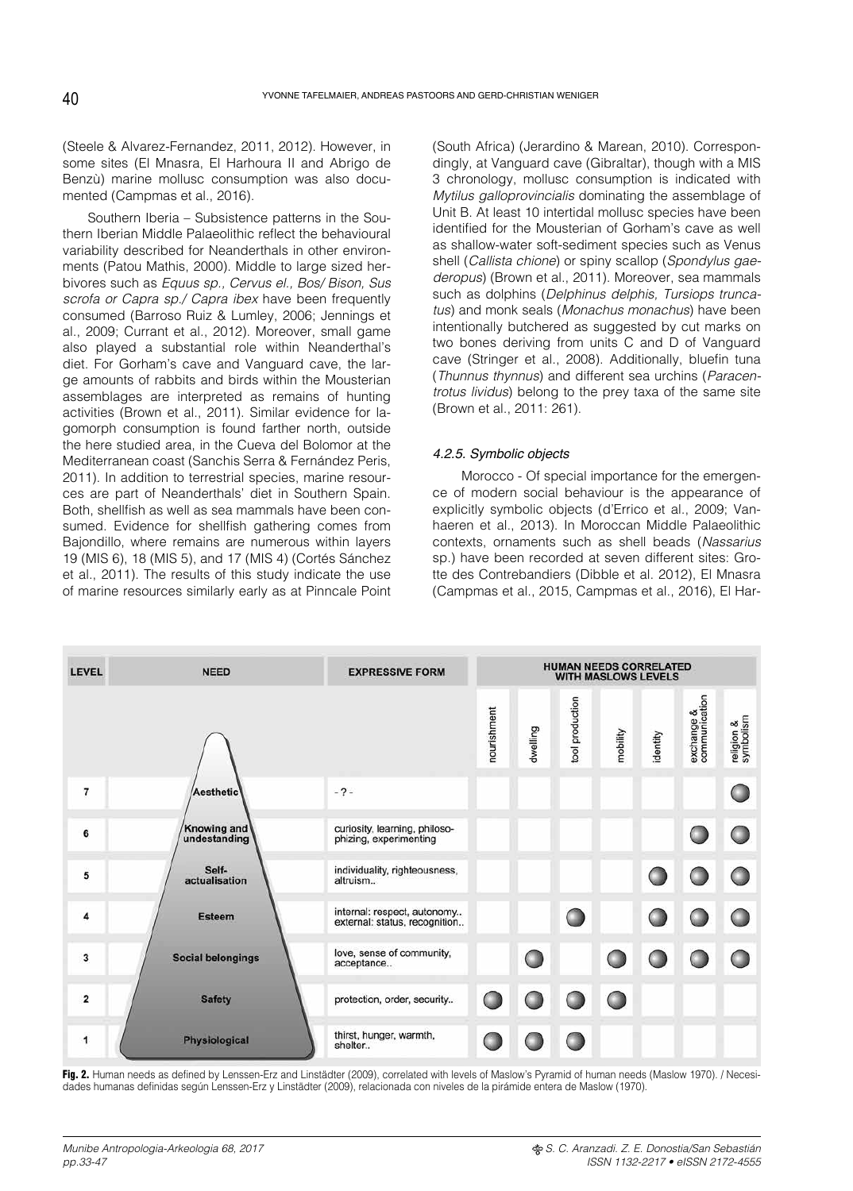(Steele & Alvarez-Fernandez, 2011, 2012). However, in some sites (El Mnasra, El Harhoura II and Abrigo de Benzù) marine mollusc consumption was also documented (Campmas et al., 2016).

Southern Iberia – Subsistence patterns in the Southern Iberian Middle Palaeolithic reflect the behavioural variability described for Neanderthals in other environments (Patou Mathis, 2000). Middle to large sized herbivores such as *Equus sp., Cervus el., Bos/ Bison, Sus scrofa or Capra sp./ Capra ibex* have been frequently consumed (Barroso Ruiz & Lumley, 2006; Jennings et al., 2009; Currant et al., 2012). Moreover, small game also played a substantial role within Neanderthal's diet. For Gorham's cave and Vanguard cave, the large amounts of rabbits and birds within the Mousterian assemblages are interpreted as remains of hunting activities (Brown et al., 2011). Similar evidence for lagomorph consumption is found farther north, outside the here studied area, in the Cueva del Bolomor at the Mediterranean coast (Sanchis Serra & Fernández Peris, 2011). In addition to terrestrial species, marine resources are part of Neanderthals' diet in Southern Spain. Both, shellfish as well as sea mammals have been consumed. Evidence for shellfish gathering comes from Bajondillo, where remains are numerous within layers 19 (MIS 6), 18 (MIS 5), and 17 (MIS 4) (Cortés Sánchez et al., 2011). The results of this study indicate the use of marine resources similarly early as at Pinncale Point (South Africa) (Jerardino & Marean, 2010). Correspondingly, at Vanguard cave (Gibraltar), though with a MIS 3 chronology, mollusc consumption is indicated with *Mytilus galloprovincialis* dominating the assemblage of Unit B. At least 10 intertidal mollusc species have been identified for the Mousterian of Gorham's cave as well as shallow-water soft-sediment species such as Venus shell (*Callista chione*) or spiny scallop (*Spondylus gaederopus*) (Brown et al., 2011). Moreover, sea mammals such as dolphins (*Delphinus delphis, Tursiops truncatus*) and monk seals (*Monachus monachus*) have been intentionally butchered as suggested by cut marks on two bones deriving from units C and D of Vanguard cave (Stringer et al., 2008). Additionally, bluefin tuna (*Thunnus thynnus*) and different sea urchins (*Paracentrotus lividus*) belong to the prey taxa of the same site (Brown et al., 2011: 261).

#### *4.2.5. Symbolic objects*

Morocco - Of special importance for the emergence of modern social behaviour is the appearance of explicitly symbolic objects (d'Errico et al., 2009; Vanhaeren et al., 2013). In Moroccan Middle Palaeolithic contexts, ornaments such as shell beads (*Nassarius* sp.) have been recorded at seven different sites: Grotte des Contrebandiers (Dibble et al. 2012), El Mnasra (Campmas et al., 2015, Campmas et al., 2016), El Har-

| LEVEL | NEED | EXPRESSIVE FORM | HUMAN NEEDS CORRELATED WITH MASLOWS LEVELS | | | | | | |
|---|---|---|---|---|---|---|---|---|---|
| | | | nourishment | dwelling | tool production | mobility | identity | exchange & communication | religion & symbolism |
| 7 | Aesthetic | - ? - | | | | | | | ● |
| 6 | Knowing and undestanding | curiosity, learning, philosophizing, experimenting | | | | | | ● | ● |
| 5 | Self-actualisation | individuality, righteousness, altruism.. | | | | | ● | ● | ● |
| 4 | Esteem | internal: respect, autonomy.. external: status, recognition.. | | | ● | | ● | ● | ● |
| 3 | Social belongings | love, sense of community, acceptance.. | | ● | | ● | ● | ● | ● |
| 2 | Safety | protection, order, security.. | ● | ● | ● | ● | | | |
| 1 | Physiological | thirst, hunger, warmth, shelter.. | ● | ● | ● | | | | |

**Fig. 2.** Human needs as defined by Lenssen-Erz and Linstädter (2009), correlated with levels of Maslow's Pyramid of human needs (Maslow 1970). / Necesidades humanas definidas según Lenssen-Erz y Linstädter (2009), relacionada con niveles de la pirámide entera de Maslow (1970).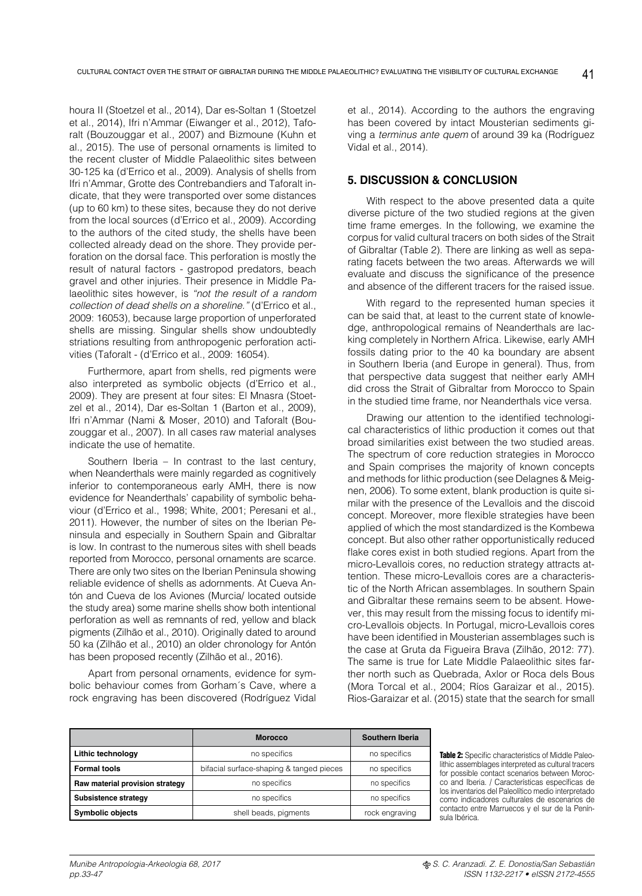houra II (Stoetzel et al., 2014), Dar es-Soltan 1 (Stoetzel et al., 2014), Ifri n'Ammar (Eiwanger et al., 2012), Taforalt (Bouzouggar et al., 2007) and Bizmoune (Kuhn et al., 2015). The use of personal ornaments is limited to the recent cluster of Middle Palaeolithic sites between 30-125 ka (d'Errico et al., 2009). Analysis of shells from Ifri n'Ammar, Grotte des Contrebandiers and Taforalt indicate, that they were transported over some distances (up to 60 km) to these sites, because they do not derive from the local sources (d'Errico et al., 2009). According to the authors of the cited study, the shells have been collected already dead on the shore. They provide perforation on the dorsal face. This perforation is mostly the result of natural factors - gastropod predators, beach gravel and other injuries. Their presence in Middle Palaeolithic sites however, is *"not the result of a random collection of dead shells on a shoreline."* (d'Errico et al., 2009: 16053), because large proportion of unperforated shells are missing. Singular shells show undoubtedly striations resulting from anthropogenic perforation activities (Taforalt - (d'Errico et al., 2009: 16054).

Furthermore, apart from shells, red pigments were also interpreted as symbolic objects (d'Errico et al., 2009). They are present at four sites: El Mnasra (Stoetzel et al., 2014), Dar es-Soltan 1 (Barton et al., 2009), Ifri n'Ammar (Nami & Moser, 2010) and Taforalt (Bouzouggar et al., 2007). In all cases raw material analyses indicate the use of hematite.

Southern Iberia – In contrast to the last century, when Neanderthals were mainly regarded as cognitively inferior to contemporaneous early AMH, there is now evidence for Neanderthals' capability of symbolic behaviour (d'Errico et al., 1998; White, 2001; Peresani et al., 2011). However, the number of sites on the Iberian Peninsula and especially in Southern Spain and Gibraltar is low. In contrast to the numerous sites with shell beads reported from Morocco, personal ornaments are scarce. There are only two sites on the Iberian Peninsula showing reliable evidence of shells as adornments. At Cueva Antón and Cueva de los Aviones (Murcia/ located outside the study area) some marine shells show both intentional perforation as well as remnants of red, yellow and black pigments (Zilhão et al., 2010). Originally dated to around 50 ka (Zilhão et al., 2010) an older chronology for Antón has been proposed recently (Zilhão et al., 2016).

Apart from personal ornaments, evidence for symbolic behaviour comes from Gorham´s Cave, where a rock engraving has been discovered (Rodríguez Vidal et al., 2014). According to the authors the engraving has been covered by intact Mousterian sediments giving a *terminus ante quem* of around 39 ka (Rodríguez Vidal et al., 2014).

## 5. DISCUSSION & CONCLUSION

With respect to the above presented data a quite diverse picture of the two studied regions at the given time frame emerges. In the following, we examine the corpus for valid cultural tracers on both sides of the Strait of Gibraltar (Table 2). There are linking as well as separating facets between the two areas. Afterwards we will evaluate and discuss the significance of the presence and absence of the different tracers for the raised issue.

With regard to the represented human species it can be said that, at least to the current state of knowledge, anthropological remains of Neanderthals are lacking completely in Northern Africa. Likewise, early AMH fossils dating prior to the 40 ka boundary are absent in Southern Iberia (and Europe in general). Thus, from that perspective data suggest that neither early AMH did cross the Strait of Gibraltar from Morocco to Spain in the studied time frame, nor Neanderthals vice versa.

Drawing our attention to the identified technological characteristics of lithic production it comes out that broad similarities exist between the two studied areas. The spectrum of core reduction strategies in Morocco and Spain comprises the majority of known concepts and methods for lithic production (see Delagnes & Meignen, 2006). To some extent, blank production is quite similar with the presence of the Levallois and the discoid concept. Moreover, more flexible strategies have been applied of which the most standardized is the Kombewa concept. But also other rather opportunistically reduced flake cores exist in both studied regions. Apart from the micro-Levallois cores, no reduction strategy attracts attention. These micro-Levallois cores are a characteristic of the North African assemblages. In southern Spain and Gibraltar these remains seem to be absent. However, this may result from the missing focus to identify micro-Levallois objects. In Portugal, micro-Levallois cores have been identified in Mousterian assemblages such is the case at Gruta da Figueira Brava (Zilhão, 2012: 77). The same is true for Late Middle Palaeolithic sites farther north such as Quebrada, Axlor or Roca dels Bous (Mora Torcal et al., 2004; Ríos Garaizar et al., 2015). Rios-Garaizar et al. (2015) state that the search for small

| | Morocco | Southern Iberia |
|---|---|---|
| **Lithic technology** | no specifics | no specifics |
| **Formal tools** | bifacial surface-shaping & tanged pieces | no specifics |
| **Raw material provision strategy** | no specifics | no specifics |
| **Subsistence strategy** | no specifics | no specifics |
| **Symbolic objects** | shell beads, pigments | rock engraving |

**Table 2:** Specific characteristics of Middle Paleolithic assemblages interpreted as cultural tracers for possible contact scenarios between Morocco and Iberia. / Características específicas de los inventarios del Paleolítico medio interpretado como indicadores culturales de escenarios de contacto entre Marruecos y el sur de la Península Ibérica.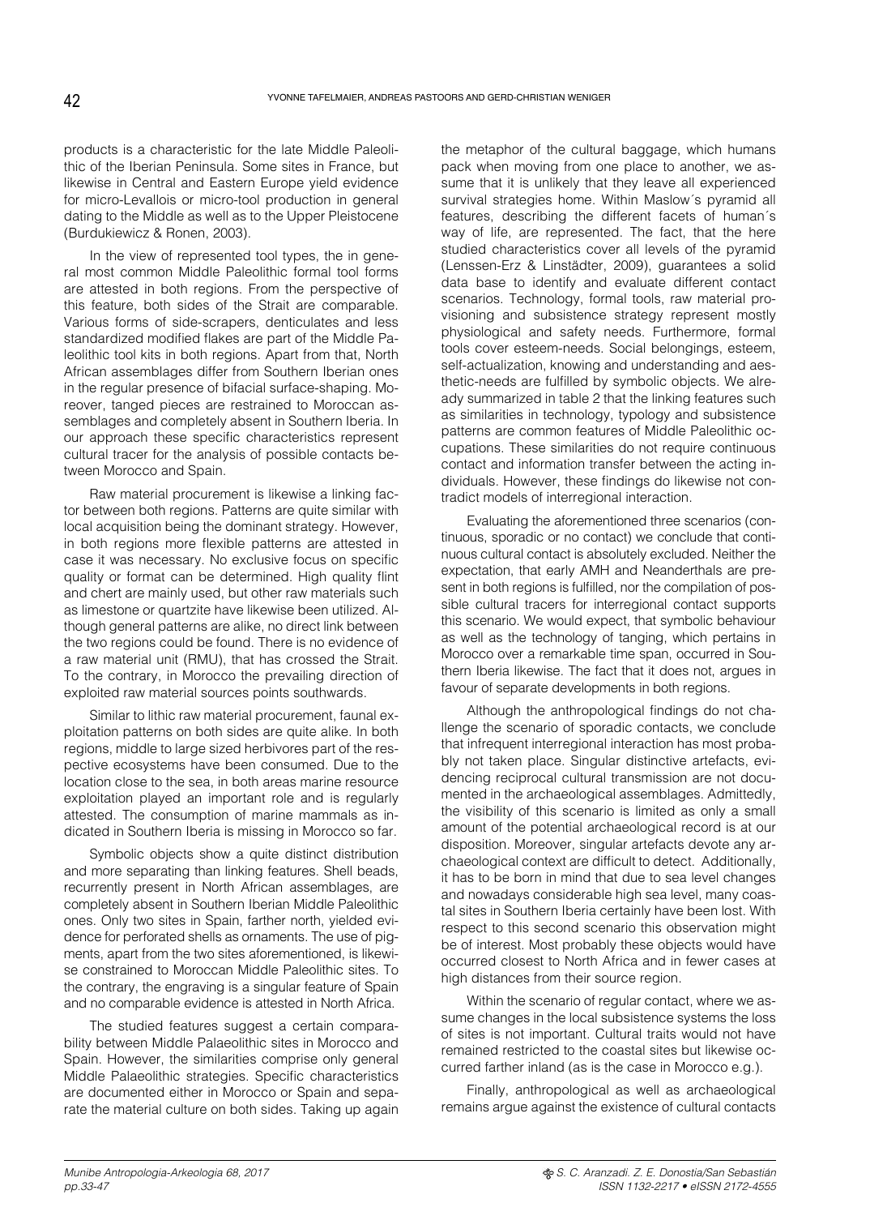products is a characteristic for the late Middle Paleolithic of the Iberian Peninsula. Some sites in France, but likewise in Central and Eastern Europe yield evidence for micro-Levallois or micro-tool production in general dating to the Middle as well as to the Upper Pleistocene (Burdukiewicz & Ronen, 2003).

In the view of represented tool types, the in general most common Middle Paleolithic formal tool forms are attested in both regions. From the perspective of this feature, both sides of the Strait are comparable. Various forms of side-scrapers, denticulates and less standardized modified flakes are part of the Middle Paleolithic tool kits in both regions. Apart from that, North African assemblages differ from Southern Iberian ones in the regular presence of bifacial surface-shaping. Moreover, tanged pieces are restrained to Moroccan assemblages and completely absent in Southern Iberia. In our approach these specific characteristics represent cultural tracer for the analysis of possible contacts between Morocco and Spain.

Raw material procurement is likewise a linking factor between both regions. Patterns are quite similar with local acquisition being the dominant strategy. However, in both regions more flexible patterns are attested in case it was necessary. No exclusive focus on specific quality or format can be determined. High quality flint and chert are mainly used, but other raw materials such as limestone or quartzite have likewise been utilized. Although general patterns are alike, no direct link between the two regions could be found. There is no evidence of a raw material unit (RMU), that has crossed the Strait. To the contrary, in Morocco the prevailing direction of exploited raw material sources points southwards.

Similar to lithic raw material procurement, faunal exploitation patterns on both sides are quite alike. In both regions, middle to large sized herbivores part of the respective ecosystems have been consumed. Due to the location close to the sea, in both areas marine resource exploitation played an important role and is regularly attested. The consumption of marine mammals as indicated in Southern Iberia is missing in Morocco so far.

Symbolic objects show a quite distinct distribution and more separating than linking features. Shell beads, recurrently present in North African assemblages, are completely absent in Southern Iberian Middle Paleolithic ones. Only two sites in Spain, farther north, yielded evidence for perforated shells as ornaments. The use of pigments, apart from the two sites aforementioned, is likewise constrained to Moroccan Middle Paleolithic sites. To the contrary, the engraving is a singular feature of Spain and no comparable evidence is attested in North Africa.

The studied features suggest a certain comparability between Middle Palaeolithic sites in Morocco and Spain. However, the similarities comprise only general Middle Palaeolithic strategies. Specific characteristics are documented either in Morocco or Spain and separate the material culture on both sides. Taking up again the metaphor of the cultural baggage, which humans pack when moving from one place to another, we assume that it is unlikely that they leave all experienced survival strategies home. Within Maslow´s pyramid all features, describing the different facets of human´s way of life, are represented. The fact, that the here studied characteristics cover all levels of the pyramid (Lenssen-Erz & Linstädter, 2009), guarantees a solid data base to identify and evaluate different contact scenarios. Technology, formal tools, raw material provisioning and subsistence strategy represent mostly physiological and safety needs. Furthermore, formal tools cover esteem-needs. Social belongings, esteem, self-actualization, knowing and understanding and aesthetic-needs are fulfilled by symbolic objects. We already summarized in table 2 that the linking features such as similarities in technology, typology and subsistence patterns are common features of Middle Paleolithic occupations. These similarities do not require continuous contact and information transfer between the acting individuals. However, these findings do likewise not contradict models of interregional interaction.

Evaluating the aforementioned three scenarios (continuous, sporadic or no contact) we conclude that continuous cultural contact is absolutely excluded. Neither the expectation, that early AMH and Neanderthals are present in both regions is fulfilled, nor the compilation of possible cultural tracers for interregional contact supports this scenario. We would expect, that symbolic behaviour as well as the technology of tanging, which pertains in Morocco over a remarkable time span, occurred in Southern Iberia likewise. The fact that it does not, argues in favour of separate developments in both regions.

Although the anthropological findings do not challenge the scenario of sporadic contacts, we conclude that infrequent interregional interaction has most probably not taken place. Singular distinctive artefacts, evidencing reciprocal cultural transmission are not documented in the archaeological assemblages. Admittedly, the visibility of this scenario is limited as only a small amount of the potential archaeological record is at our disposition. Moreover, singular artefacts devote any archaeological context are difficult to detect. Additionally, it has to be born in mind that due to sea level changes and nowadays considerable high sea level, many coastal sites in Southern Iberia certainly have been lost. With respect to this second scenario this observation might be of interest. Most probably these objects would have occurred closest to North Africa and in fewer cases at high distances from their source region.

Within the scenario of regular contact, where we assume changes in the local subsistence systems the loss of sites is not important. Cultural traits would not have remained restricted to the coastal sites but likewise occurred farther inland (as is the case in Morocco e.g.).

Finally, anthropological as well as archaeological remains argue against the existence of cultural contacts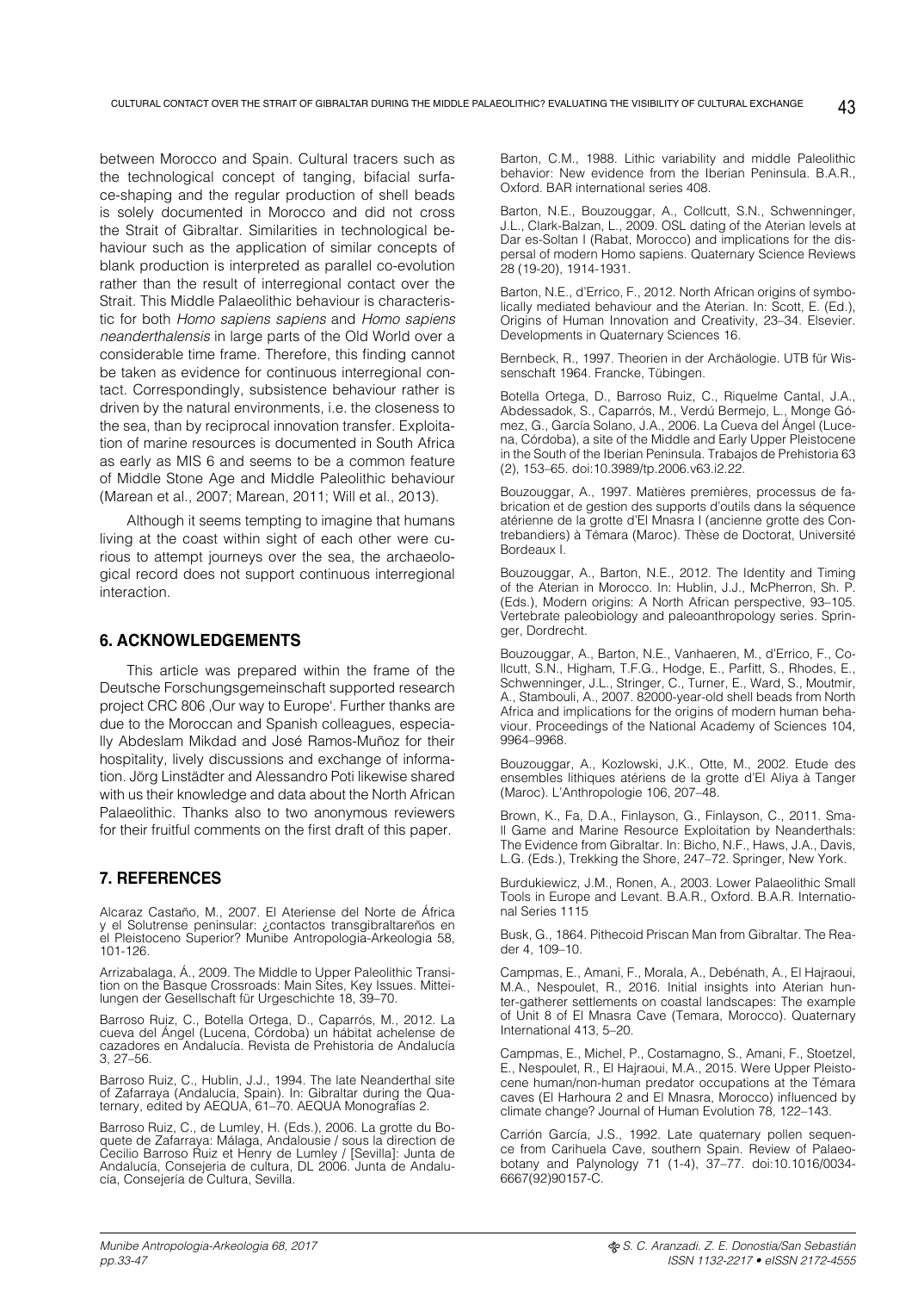between Morocco and Spain. Cultural tracers such as the technological concept of tanging, bifacial surface-shaping and the regular production of shell beads is solely documented in Morocco and did not cross the Strait of Gibraltar. Similarities in technological behaviour such as the application of similar concepts of blank production is interpreted as parallel co-evolution rather than the result of interregional contact over the Strait. This Middle Palaeolithic behaviour is characteristic for both *Homo sapiens sapiens* and *Homo sapiens neanderthalensis* in large parts of the Old World over a considerable time frame. Therefore, this finding cannot be taken as evidence for continuous interregional contact. Correspondingly, subsistence behaviour rather is driven by the natural environments, i.e. the closeness to the sea, than by reciprocal innovation transfer. Exploitation of marine resources is documented in South Africa as early as MIS 6 and seems to be a common feature of Middle Stone Age and Middle Paleolithic behaviour (Marean et al., 2007; Marean, 2011; Will et al., 2013).

Although it seems tempting to imagine that humans living at the coast within sight of each other were curious to attempt journeys over the sea, the archaeological record does not support continuous interregional interaction.

## 6. ACKNOWLEDGEMENTS

This article was prepared within the frame of the Deutsche Forschungsgemeinschaft supported research project CRC 806 ‚Our way to Europe'. Further thanks are due to the Moroccan and Spanish colleagues, especially Abdeslam Mikdad and José Ramos-Muñoz for their hospitality, lively discussions and exchange of information. Jörg Linstädter and Alessandro Poti likewise shared with us their knowledge and data about the North African Palaeolithic. Thanks also to two anonymous reviewers for their fruitful comments on the first draft of this paper.

## 7. REFERENCES

Alcaraz Castaño, M., 2007. El Ateriense del Norte de África y el Solutrense peninsular: ¿contactos transgibraltareños en el Pleistoceno Superior? Munibe Antropologia-Arkeologia 58, 101-126.

Arrizabalaga, Á., 2009. The Middle to Upper Paleolithic Transition on the Basque Crossroads: Main Sites, Key Issues. Mitteilungen der Gesellschaft für Urgeschichte 18, 39–70.

Barroso Ruiz, C., Botella Ortega, D., Caparrós, M., 2012. La cueva del Ángel (Lucena, Córdoba) un hábitat achelense de cazadores en Andalucía. Revista de Prehistoria de Andalucía 3, 27–56.

Barroso Ruiz, C., Hublin, J.J., 1994. The late Neanderthal site of Zafarraya (Andalucía, Spain). In: Gibraltar during the Quaternary, edited by AEQUA, 61–70. AEQUA Monografías 2.

Barroso Ruiz, C., de Lumley, H. (Eds.), 2006. La grotte du Boquete de Zafarraya: Málaga, Andalousie / sous la direction de Cecilio Barroso Ruiz et Henry de Lumley / [Sevilla]: Junta de Andalucía, Consejeria de cultura, DL 2006. Junta de Andalucía, Consejería de Cultura, Sevilla.

Barton, C.M., 1988. Lithic variability and middle Paleolithic behavior: New evidence from the Iberian Peninsula. B.A.R., Oxford. BAR international series 408.

Barton, N.E., Bouzouggar, A., Collcutt, S.N., Schwenninger, J.L., Clark-Balzan, L., 2009. OSL dating of the Aterian levels at Dar es-Soltan I (Rabat, Morocco) and implications for the dispersal of modern Homo sapiens. Quaternary Science Reviews 28 (19-20), 1914-1931.

Barton, N.E., d'Errico, F., 2012. North African origins of symbolically mediated behaviour and the Aterian. In: Scott, E. (Ed.), Origins of Human Innovation and Creativity, 23–34. Elsevier. Developments in Quaternary Sciences 16.

Bernbeck, R., 1997. Theorien in der Archäologie. UTB für Wissenschaft 1964. Francke, Tübingen.

Botella Ortega, D., Barroso Ruiz, C., Riquelme Cantal, J.A., Abdessadok, S., Caparrós, M., Verdú Bermejo, L., Monge Gómez, G., García Solano, J.A., 2006. La Cueva del Ángel (Lucena, Córdoba), a site of the Middle and Early Upper Pleistocene in the South of the Iberian Peninsula. Trabajos de Prehistoria 63 (2), 153–65. doi:10.3989/tp.2006.v63.i2.22.

Bouzouggar, A., 1997. Matières premières, processus de fabrication et de gestion des supports d'outils dans la séquence atérienne de la grotte d'El Mnasra I (ancienne grotte des Contrebandiers) à Témara (Maroc). Thèse de Doctorat, Université Bordeaux I.

Bouzouggar, A., Barton, N.E., 2012. The Identity and Timing of the Aterian in Morocco. In: Hublin, J.J., McPherron, Sh. P. (Eds.), Modern origins: A North African perspective, 93–105. Vertebrate paleobiology and paleoanthropology series. Springer, Dordrecht.

Bouzouggar, A., Barton, N.E., Vanhaeren, M., d'Errico, F., Collcutt, S.N., Higham, T.F.G., Hodge, E., Parfitt, S., Rhodes, E., Schwenninger, J.L., Stringer, C., Turner, E., Ward, S., Moutmir, A., Stambouli, A., 2007. 82000-year-old shell beads from North Africa and implications for the origins of modern human behaviour. Proceedings of the National Academy of Sciences 104, 9964–9968.

Bouzouggar, A., Kozlowski, J.K., Otte, M., 2002. Etude des ensembles lithiques atériens de la grotte d'El Aliya à Tanger (Maroc). L'Anthropologie 106, 207–48.

Brown, K., Fa, D.A., Finlayson, G., Finlayson, C., 2011. Small Game and Marine Resource Exploitation by Neanderthals: The Evidence from Gibraltar. In: Bicho, N.F., Haws, J.A., Davis, L.G. (Eds.), Trekking the Shore, 247–72. Springer, New York.

Burdukiewicz, J.M., Ronen, A., 2003. Lower Palaeolithic Small Tools in Europe and Levant. B.A.R., Oxford. B.A.R. International Series 1115

Busk, G., 1864. Pithecoid Priscan Man from Gibraltar. The Reader 4, 109–10.

Campmas, E., Amani, F., Morala, A., Debénath, A., El Hajraoui, M.A., Nespoulet, R., 2016. Initial insights into Aterian hunter-gatherer settlements on coastal landscapes: The example of Unit 8 of El Mnasra Cave (Temara, Morocco). Quaternary International 413, 5–20.

Campmas, E., Michel, P., Costamagno, S., Amani, F., Stoetzel, E., Nespoulet, R., El Hajraoui, M.A., 2015. Were Upper Pleistocene human/non-human predator occupations at the Témara caves (El Harhoura 2 and El Mnasra, Morocco) influenced by climate change? Journal of Human Evolution 78, 122–143.

Carrión García, J.S., 1992. Late quaternary pollen sequence from Carihuela Cave, southern Spain. Review of Palaeobotany and Palynology 71 (1-4), 37–77. doi:10.1016/0034-6667(92)90157-C.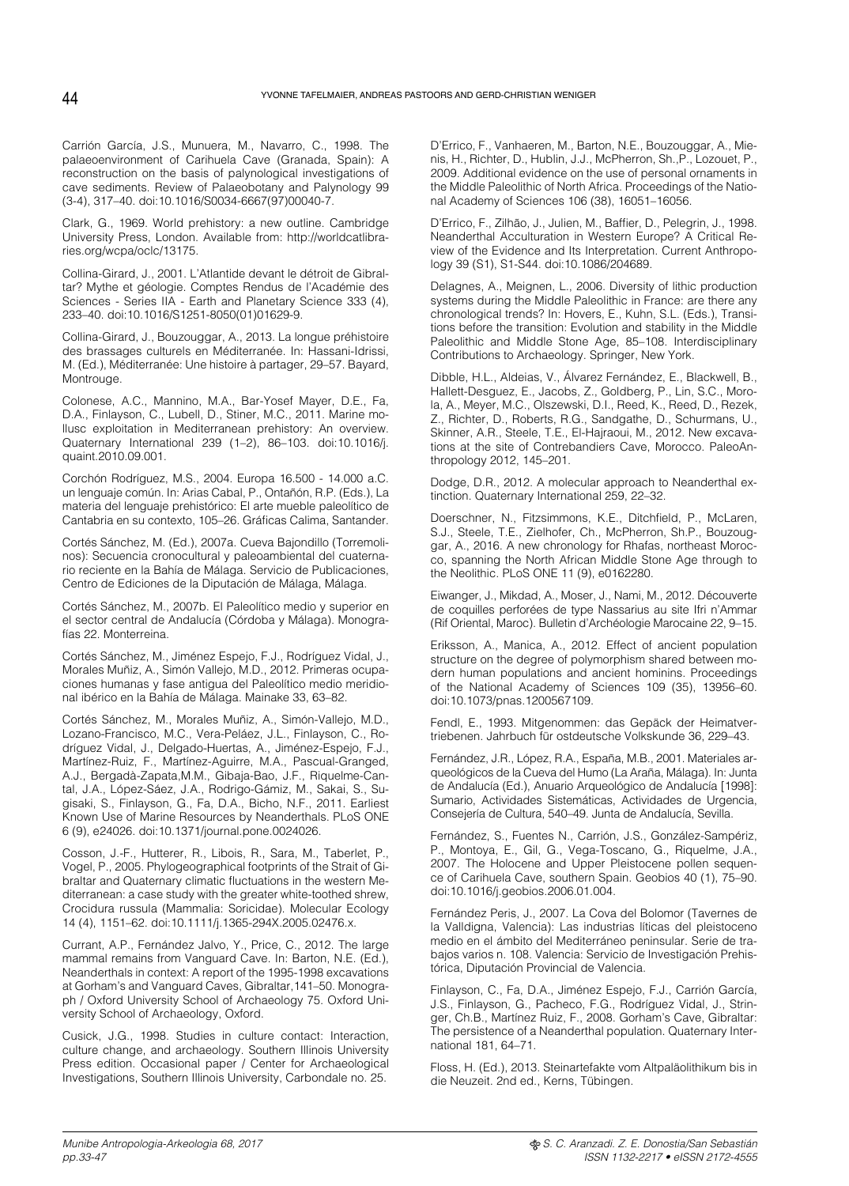Carrión García, J.S., Munuera, M., Navarro, C., 1998. The palaeoenvironment of Carihuela Cave (Granada, Spain): A reconstruction on the basis of palynological investigations of cave sediments. Review of Palaeobotany and Palynology 99 (3-4), 317–40. doi:10.1016/S0034-6667(97)00040-7.

Clark, G., 1969. World prehistory: a new outline. Cambridge University Press, London. Available from: http://worldcatlibraries.org/wcpa/oclc/13175.

Collina-Girard, J., 2001. L'Atlantide devant le détroit de Gibraltar? Mythe et géologie. Comptes Rendus de l'Académie des Sciences - Series IIA - Earth and Planetary Science 333 (4), 233–40. doi:10.1016/S1251-8050(01)01629-9.

Collina-Girard, J., Bouzouggar, A., 2013. La longue préhistoire des brassages culturels en Méditerranée. In: Hassani-Idrissi, M. (Ed.), Méditerranée: Une histoire à partager, 29–57. Bayard, Montrouge.

Colonese, A.C., Mannino, M.A., Bar-Yosef Mayer, D.E., Fa, D.A., Finlayson, C., Lubell, D., Stiner, M.C., 2011. Marine mollusc exploitation in Mediterranean prehistory: An overview. Quaternary International 239 (1–2), 86–103. doi:10.1016/j.quaint.2010.09.001.

Corchón Rodríguez, M.S., 2004. Europa 16.500 - 14.000 a.C. un lenguaje común. In: Arias Cabal, P., Ontañón, R.P. (Eds.), La materia del lenguaje prehistórico: El arte mueble paleolítico de Cantabria en su contexto, 105–26. Gráficas Calima, Santander.

Cortés Sánchez, M. (Ed.), 2007a. Cueva Bajondillo (Torremolinos): Secuencia cronocultural y paleoambiental del cuaternario reciente en la Bahía de Málaga. Servicio de Publicaciones, Centro de Ediciones de la Diputación de Málaga, Málaga.

Cortés Sánchez, M., 2007b. El Paleolítico medio y superior en el sector central de Andalucía (Córdoba y Málaga). Monografías 22. Monterreina.

Cortés Sánchez, M., Jiménez Espejo, F.J., Rodríguez Vidal, J., Morales Muñiz, A., Simón Vallejo, M.D., 2012. Primeras ocupaciones humanas y fase antigua del Paleolítico medio meridional ibérico en la Bahía de Málaga. Mainake 33, 63–82.

Cortés Sánchez, M., Morales Muñiz, A., Simón-Vallejo, M.D., Lozano-Francisco, M.C., Vera-Peláez, J.L., Finlayson, C., Rodríguez Vidal, J., Delgado-Huertas, A., Jiménez-Espejo, F.J., Martínez-Ruiz, F., Martínez-Aguirre, M.A., Pascual-Granged, A.J., Bergadà-Zapata,M.M., Gibaja-Bao, J.F., Riquelme-Cantal, J.A., López-Sáez, J.A., Rodrigo-Gámiz, M., Sakai, S., Sugisaki, S., Finlayson, G., Fa, D.A., Bicho, N.F., 2011. Earliest Known Use of Marine Resources by Neanderthals. PLoS ONE 6 (9), e24026. doi:10.1371/journal.pone.0024026.

Cosson, J.-F., Hutterer, R., Libois, R., Sara, M., Taberlet, P., Vogel, P., 2005. Phylogeographical footprints of the Strait of Gibraltar and Quaternary climatic fluctuations in the western Mediterranean: a case study with the greater white-toothed shrew, Crocidura russula (Mammalia: Soricidae). Molecular Ecology 14 (4), 1151–62. doi:10.1111/j.1365-294X.2005.02476.x.

Currant, A.P., Fernández Jalvo, Y., Price, C., 2012. The large mammal remains from Vanguard Cave. In: Barton, N.E. (Ed.), Neanderthals in context: A report of the 1995-1998 excavations at Gorham's and Vanguard Caves, Gibraltar,141–50. Monograph / Oxford University School of Archaeology 75. Oxford University School of Archaeology, Oxford.

Cusick, J.G., 1998. Studies in culture contact: Interaction, culture change, and archaeology. Southern Illinois University Press edition. Occasional paper / Center for Archaeological Investigations, Southern Illinois University, Carbondale no. 25.

D'Errico, F., Vanhaeren, M., Barton, N.E., Bouzouggar, A., Mienis, H., Richter, D., Hublin, J.J., McPherron, Sh.,P., Lozouet, P., 2009. Additional evidence on the use of personal ornaments in the Middle Paleolithic of North Africa. Proceedings of the National Academy of Sciences 106 (38), 16051–16056.

D'Errico, F., Zilhão, J., Julien, M., Baffier, D., Pelegrin, J., 1998. Neanderthal Acculturation in Western Europe? A Critical Review of the Evidence and Its Interpretation. Current Anthropology 39 (S1), S1-S44. doi:10.1086/204689.

Delagnes, A., Meignen, L., 2006. Diversity of lithic production systems during the Middle Paleolithic in France: are there any chronological trends? In: Hovers, E., Kuhn, S.L. (Eds.), Transitions before the transition: Evolution and stability in the Middle Paleolithic and Middle Stone Age, 85–108. Interdisciplinary Contributions to Archaeology. Springer, New York.

Dibble, H.L., Aldeias, V., Álvarez Fernández, E., Blackwell, B., Hallett-Desguez, E., Jacobs, Z., Goldberg, P., Lin, S.C., Morola, A., Meyer, M.C., Olszewski, D.I., Reed, K., Reed, D., Rezek, Z., Richter, D., Roberts, R.G., Sandgathe, D., Schurmans, U., Skinner, A.R., Steele, T.E., El-Hajraoui, M., 2012. New excavations at the site of Contrebandiers Cave, Morocco. PaleoAnthropology 2012, 145–201.

Dodge, D.R., 2012. A molecular approach to Neanderthal extinction. Quaternary International 259, 22–32.

Doerschner, N., Fitzsimmons, K.E., Ditchfield, P., McLaren, S.J., Steele, T.E., Zielhofer, Ch., McPherron, Sh.P., Bouzouggar, A., 2016. A new chronology for Rhafas, northeast Morocco, spanning the North African Middle Stone Age through to the Neolithic. PLoS ONE 11 (9), e0162280.

Eiwanger, J., Mikdad, A., Moser, J., Nami, M., 2012. Découverte de coquilles perforées de type Nassarius au site Ifri n'Ammar (Rif Oriental, Maroc). Bulletin d'Archéologie Marocaine 22, 9–15.

Eriksson, A., Manica, A., 2012. Effect of ancient population structure on the degree of polymorphism shared between modern human populations and ancient hominins. Proceedings of the National Academy of Sciences 109 (35), 13956–60. doi:10.1073/pnas.1200567109.

Fendl, E., 1993. Mitgenommen: das Gepäck der Heimatvertriebenen. Jahrbuch für ostdeutsche Volkskunde 36, 229–43.

Fernández, J.R., López, R.A., España, M.B., 2001. Materiales arqueológicos de la Cueva del Humo (La Araña, Málaga). In: Junta de Andalucía (Ed.), Anuario Arqueológico de Andalucía [1998]: Sumario, Actividades Sistemáticas, Actividades de Urgencia, Consejería de Cultura, 540–49. Junta de Andalucía, Sevilla.

Fernández, S., Fuentes N., Carrión, J.S., González-Sampériz, P., Montoya, E., Gil, G., Vega-Toscano, G., Riquelme, J.A., 2007. The Holocene and Upper Pleistocene pollen sequence of Carihuela Cave, southern Spain. Geobios 40 (1), 75–90. doi:10.1016/j.geobios.2006.01.004.

Fernández Peris, J., 2007. La Cova del Bolomor (Tavernes de la Valldigna, Valencia): Las industrias líticas del pleistoceno medio en el ámbito del Mediterráneo peninsular. Serie de trabajos varios n. 108. Valencia: Servicio de Investigación Prehistórica, Diputación Provincial de Valencia.

Finlayson, C., Fa, D.A., Jiménez Espejo, F.J., Carrión García, J.S., Finlayson, G., Pacheco, F.G., Rodríguez Vidal, J., Stringer, Ch.B., Martínez Ruiz, F., 2008. Gorham's Cave, Gibraltar: The persistence of a Neanderthal population. Quaternary International 181, 64–71.

Floss, H. (Ed.), 2013. Steinartefakte vom Altpaläolithikum bis in die Neuzeit. 2nd ed., Kerns, Tübingen.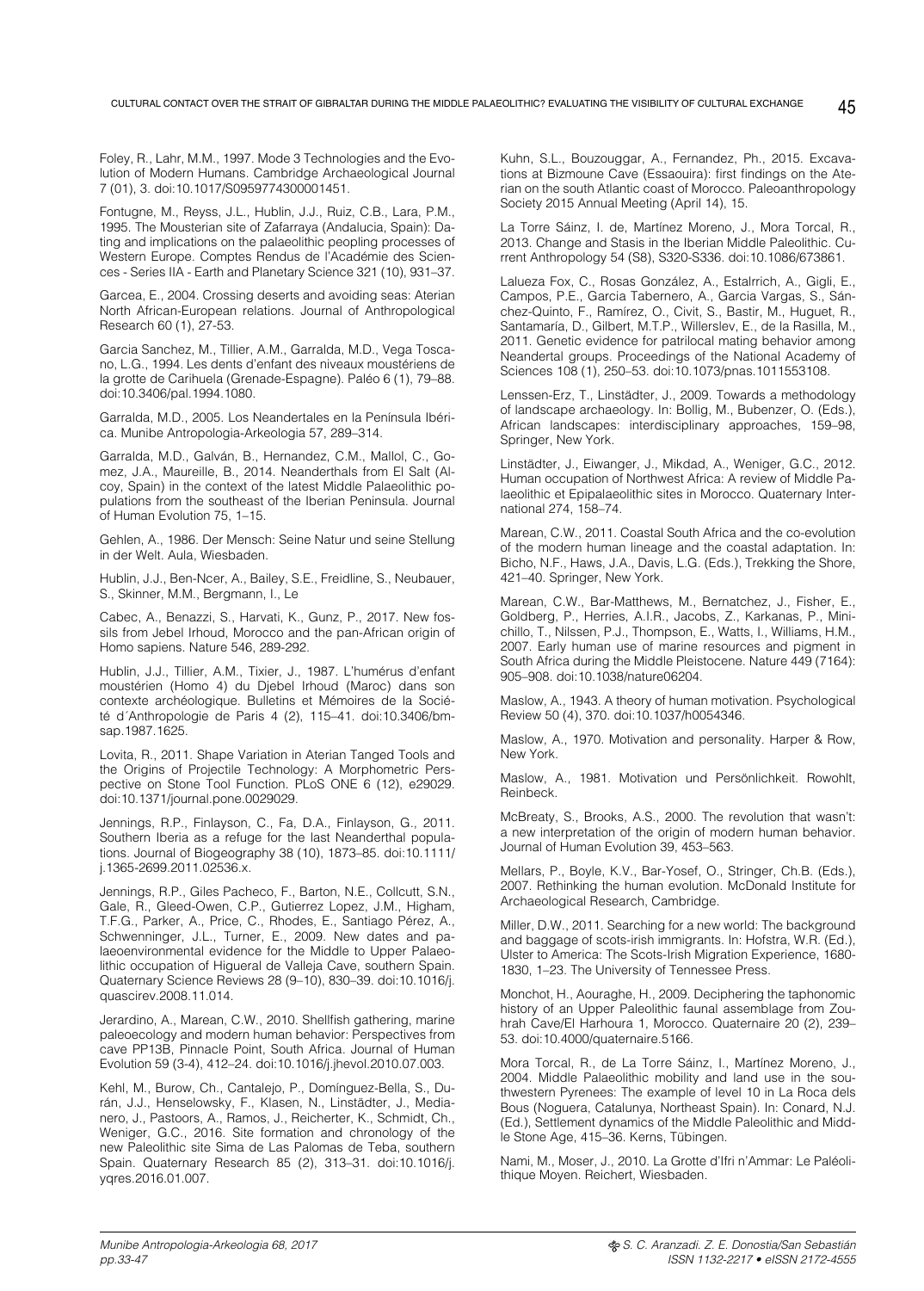Foley, R., Lahr, M.M., 1997. Mode 3 Technologies and the Evolution of Modern Humans. Cambridge Archaeological Journal 7 (01), 3. doi:10.1017/S0959774300001451.

Fontugne, M., Reyss, J.L., Hublin, J.J., Ruiz, C.B., Lara, P.M., 1995. The Mousterian site of Zafarraya (Andalucia, Spain): Dating and implications on the palaeolithic peopling processes of Western Europe. Comptes Rendus de l'Académie des Sciences - Series IIA - Earth and Planetary Science 321 (10), 931–37.

Garcea, E., 2004. Crossing deserts and avoiding seas: Aterian North African-European relations. Journal of Anthropological Research 60 (1), 27-53.

Garcia Sanchez, M., Tillier, A.M., Garralda, M.D., Vega Toscano, L.G., 1994. Les dents d'enfant des niveaux moustériens de la grotte de Carihuela (Grenade-Espagne). Paléo 6 (1), 79–88. doi:10.3406/pal.1994.1080.

Garralda, M.D., 2005. Los Neandertales en la Península Ibérica. Munibe Antropologia-Arkeologia 57, 289–314.

Garralda, M.D., Galván, B., Hernandez, C.M., Mallol, C., Gomez, J.A., Maureille, B., 2014. Neanderthals from El Salt (Alcoy, Spain) in the context of the latest Middle Palaeolithic populations from the southeast of the Iberian Peninsula. Journal of Human Evolution 75, 1–15.

Gehlen, A., 1986. Der Mensch: Seine Natur und seine Stellung in der Welt. Aula, Wiesbaden.

Hublin, J.J., Ben-Ncer, A., Bailey, S.E., Freidline, S., Neubauer, S., Skinner, M.M., Bergmann, I., Le

Cabec, A., Benazzi, S., Harvati, K., Gunz, P., 2017. New fossils from Jebel Irhoud, Morocco and the pan-African origin of Homo sapiens. Nature 546, 289-292.

Hublin, J.J., Tillier, A.M., Tixier, J., 1987. L'humérus d'enfant moustérien (Homo 4) du Djebel Irhoud (Maroc) dans son contexte archéologique. Bulletins et Mémoires de la Société d´Anthropologie de Paris 4 (2), 115–41. doi:10.3406/bmsap.1987.1625.

Lovita, R., 2011. Shape Variation in Aterian Tanged Tools and the Origins of Projectile Technology: A Morphometric Perspective on Stone Tool Function. PLoS ONE 6 (12), e29029. doi:10.1371/journal.pone.0029029.

Jennings, R.P., Finlayson, C., Fa, D.A., Finlayson, G., 2011. Southern Iberia as a refuge for the last Neanderthal populations. Journal of Biogeography 38 (10), 1873–85. doi:10.1111/j.1365-2699.2011.02536.x.

Jennings, R.P., Giles Pacheco, F., Barton, N.E., Collcutt, S.N., Gale, R., Gleed-Owen, C.P., Gutierrez Lopez, J.M., Higham, T.F.G., Parker, A., Price, C., Rhodes, E., Santiago Pérez, A., Schwenninger, J.L., Turner, E., 2009. New dates and palaeoenvironmental evidence for the Middle to Upper Palaeolithic occupation of Higueral de Valleja Cave, southern Spain. Quaternary Science Reviews 28 (9–10), 830–39. doi:10.1016/j.quascirev.2008.11.014.

Jerardino, A., Marean, C.W., 2010. Shellfish gathering, marine paleoecology and modern human behavior: Perspectives from cave PP13B, Pinnacle Point, South Africa. Journal of Human Evolution 59 (3-4), 412–24. doi:10.1016/j.jhevol.2010.07.003.

Kehl, M., Burow, Ch., Cantalejo, P., Domínguez-Bella, S., Durán, J.J., Henselowsky, F., Klasen, N., Linstädter, J., Medianero, J., Pastoors, A., Ramos, J., Reicherter, K., Schmidt, Ch., Weniger, G.C., 2016. Site formation and chronology of the new Paleolithic site Sima de Las Palomas de Teba, southern Spain. Quaternary Research 85 (2), 313–31. doi:10.1016/j.yqres.2016.01.007.

Kuhn, S.L., Bouzouggar, A., Fernandez, Ph., 2015. Excavations at Bizmoune Cave (Essaouira): first findings on the Aterian on the south Atlantic coast of Morocco. Paleoanthropology Society 2015 Annual Meeting (April 14), 15.

La Torre Sáinz, I. de, Martínez Moreno, J., Mora Torcal, R., 2013. Change and Stasis in the Iberian Middle Paleolithic. Current Anthropology 54 (S8), S320-S336. doi:10.1086/673861.

Lalueza Fox, C., Rosas González, A., Estalrrich, A., Gigli, E., Campos, P.E., Garcia Tabernero, A., Garcia Vargas, S., Sánchez-Quinto, F., Ramírez, O., Civit, S., Bastir, M., Huguet, R., Santamaría, D., Gilbert, M.T.P., Willerslev, E., de la Rasilla, M., 2011. Genetic evidence for patrilocal mating behavior among Neandertal groups. Proceedings of the National Academy of Sciences 108 (1), 250–53. doi:10.1073/pnas.1011553108.

Lenssen-Erz, T., Linstädter, J., 2009. Towards a methodology of landscape archaeology. In: Bollig, M., Bubenzer, O. (Eds.), African landscapes: interdisciplinary approaches, 159–98, Springer, New York.

Linstädter, J., Eiwanger, J., Mikdad, A., Weniger, G.C., 2012. Human occupation of Northwest Africa: A review of Middle Palaeolithic et Epipalaeolithic sites in Morocco. Quaternary International 274, 158–74.

Marean, C.W., 2011. Coastal South Africa and the co-evolution of the modern human lineage and the coastal adaptation. In: Bicho, N.F., Haws, J.A., Davis, L.G. (Eds.), Trekking the Shore, 421–40. Springer, New York.

Marean, C.W., Bar-Matthews, M., Bernatchez, J., Fisher, E., Goldberg, P., Herries, A.I.R., Jacobs, Z., Karkanas, P., Minichillo, T., Nilssen, P.J., Thompson, E., Watts, I., Williams, H.M., 2007. Early human use of marine resources and pigment in South Africa during the Middle Pleistocene. Nature 449 (7164): 905–908. doi:10.1038/nature06204.

Maslow, A., 1943. A theory of human motivation. Psychological Review 50 (4), 370. doi:10.1037/h0054346.

Maslow, A., 1970. Motivation and personality. Harper & Row, New York.

Maslow, A., 1981. Motivation und Persönlichkeit. Rowohlt, Reinbeck.

McBreaty, S., Brooks, A.S., 2000. The revolution that wasn't: a new interpretation of the origin of modern human behavior. Journal of Human Evolution 39, 453–563.

Mellars, P., Boyle, K.V., Bar-Yosef, O., Stringer, Ch.B. (Eds.), 2007. Rethinking the human evolution. McDonald Institute for Archaeological Research, Cambridge.

Miller, D.W., 2011. Searching for a new world: The background and baggage of scots-irish immigrants. In: Hofstra, W.R. (Ed.), Ulster to America: The Scots-Irish Migration Experience, 1680-1830, 1–23. The University of Tennessee Press.

Monchot, H., Aouraghe, H., 2009. Deciphering the taphonomic history of an Upper Paleolithic faunal assemblage from Zouhrah Cave/El Harhoura 1, Morocco. Quaternaire 20 (2), 239–53. doi:10.4000/quaternaire.5166.

Mora Torcal, R., de La Torre Sáinz, I., Martínez Moreno, J., 2004. Middle Palaeolithic mobility and land use in the southwestern Pyrenees: The example of level 10 in La Roca dels Bous (Noguera, Catalunya, Northeast Spain). In: Conard, N.J. (Ed.), Settlement dynamics of the Middle Paleolithic and Middle Stone Age, 415–36. Kerns, Tübingen.

Nami, M., Moser, J., 2010. La Grotte d'Ifri n'Ammar: Le Paléolithique Moyen. Reichert, Wiesbaden.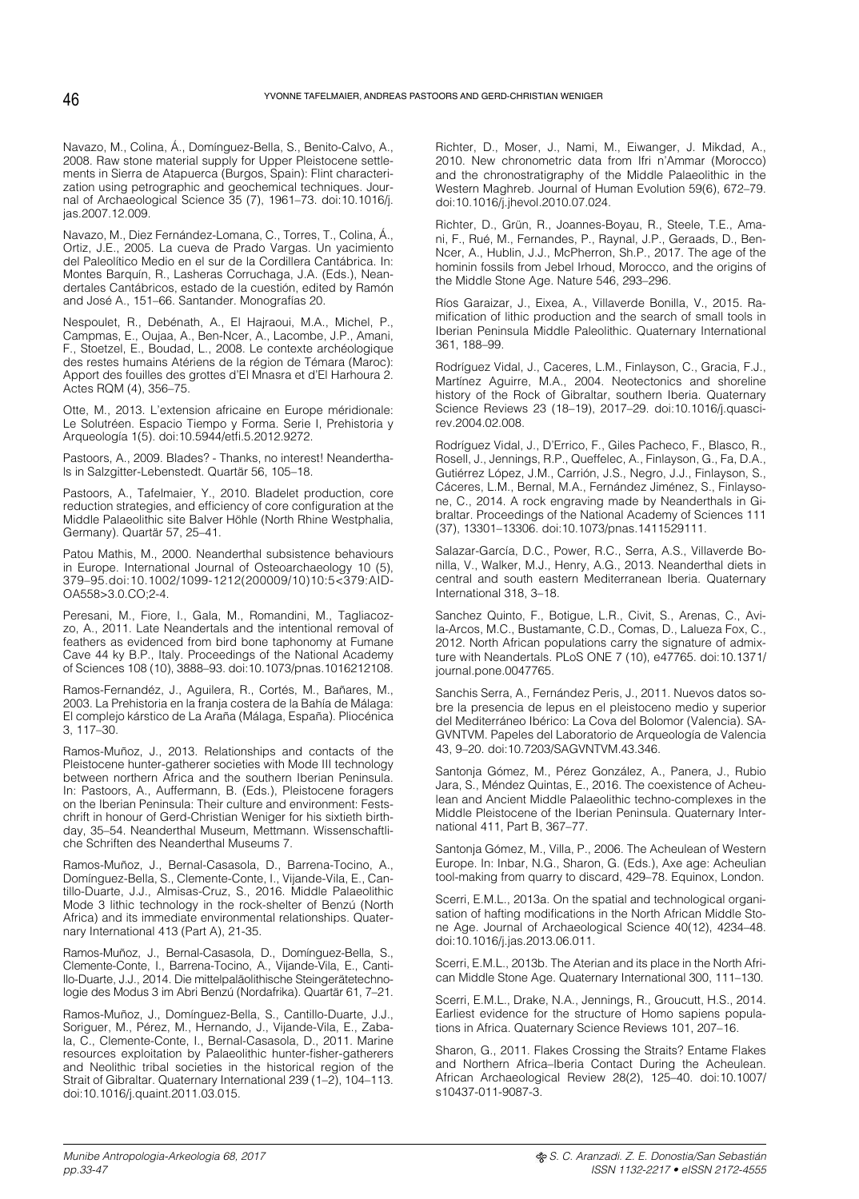Navazo, M., Colina, Á., Domínguez-Bella, S., Benito-Calvo, A., 2008. Raw stone material supply for Upper Pleistocene settlements in Sierra de Atapuerca (Burgos, Spain): Flint characterization using petrographic and geochemical techniques. Journal of Archaeological Science 35 (7), 1961–73. doi:10.1016/j.jas.2007.12.009.

Navazo, M., Diez Fernández-Lomana, C., Torres, T., Colina, Á., Ortiz, J.E., 2005. La cueva de Prado Vargas. Un yacimiento del Paleolítico Medio en el sur de la Cordillera Cantábrica. In: Montes Barquín, R., Lasheras Corruchaga, J.A. (Eds.), Neandertales Cantábricos, estado de la cuestión, edited by Ramón and José A., 151–66. Santander. Monografías 20.

Nespoulet, R., Debénath, A., El Hajraoui, M.A., Michel, P., Campmas, E., Oujaa, A., Ben-Ncer, A., Lacombe, J.P., Amani, F., Stoetzel, E., Boudad, L., 2008. Le contexte archéologique des restes humains Atériens de la région de Témara (Maroc): Apport des fouilles des grottes d'El Mnasra et d'El Harhoura 2. Actes RQM (4), 356–75.

Otte, M., 2013. L'extension africaine en Europe méridionale: Le Solutréen. Espacio Tiempo y Forma. Serie I, Prehistoria y Arqueología 1(5). doi:10.5944/etfi.5.2012.9272.

Pastoors, A., 2009. Blades? - Thanks, no interest! Neanderthals in Salzgitter-Lebenstedt. Quartär 56, 105–18.

Pastoors, A., Tafelmaier, Y., 2010. Bladelet production, core reduction strategies, and efficiency of core configuration at the Middle Palaeolithic site Balver Höhle (North Rhine Westphalia, Germany). Quartär 57, 25–41.

Patou Mathis, M., 2000. Neanderthal subsistence behaviours in Europe. International Journal of Osteoarchaeology 10 (5), 379–95.doi:10.1002/1099-1212(200009/10)10:5<379:AID-OA558>3.0.CO;2-4.

Peresani, M., Fiore, I., Gala, M., Romandini, M., Tagliacozzo, A., 2011. Late Neandertals and the intentional removal of feathers as evidenced from bird bone taphonomy at Fumane Cave 44 ky B.P., Italy. Proceedings of the National Academy of Sciences 108 (10), 3888–93. doi:10.1073/pnas.1016212108.

Ramos-Fernandéz, J., Aguilera, R., Cortés, M., Bañares, M., 2003. La Prehistoria en la franja costera de la Bahía de Málaga: El complejo kárstico de La Araña (Málaga, España). Pliocénica 3, 117–30.

Ramos-Muñoz, J., 2013. Relationships and contacts of the Pleistocene hunter-gatherer societies with Mode III technology between northern Africa and the southern Iberian Peninsula. In: Pastoors, A., Auffermann, B. (Eds.), Pleistocene foragers on the Iberian Peninsula: Their culture and environment: Festschrift in honour of Gerd-Christian Weniger for his sixtieth birthday, 35–54. Neanderthal Museum, Mettmann. Wissenschaftliche Schriften des Neanderthal Museums 7.

Ramos-Muñoz, J., Bernal-Casasola, D., Barrena-Tocino, A., Domínguez-Bella, S., Clemente-Conte, I., Vijande-Vila, E., Cantillo-Duarte, J.J., Almisas-Cruz, S., 2016. Middle Palaeolithic Mode 3 lithic technology in the rock-shelter of Benzú (North Africa) and its immediate environmental relationships. Quaternary International 413 (Part A), 21-35.

Ramos-Muñoz, J., Bernal-Casasola, D., Domínguez-Bella, S., Clemente-Conte, I., Barrena-Tocino, A., Vijande-Vila, E., Cantillo-Duarte, J.J., 2014. Die mittelpaläolithische Steingerätetechnologie des Modus 3 im Abri Benzú (Nordafrika). Quartär 61, 7–21.

Ramos-Muñoz, J., Domínguez-Bella, S., Cantillo-Duarte, J.J., Soriguer, M., Pérez, M., Hernando, J., Vijande-Vila, E., Zabala, C., Clemente-Conte, I., Bernal-Casasola, D., 2011. Marine resources exploitation by Palaeolithic hunter-fisher-gatherers and Neolithic tribal societies in the historical region of the Strait of Gibraltar. Quaternary International 239 (1–2), 104–113. doi:10.1016/j.quaint.2011.03.015.

Richter, D., Moser, J., Nami, M., Eiwanger, J. Mikdad, A., 2010. New chronometric data from Ifri n'Ammar (Morocco) and the chronostratigraphy of the Middle Palaeolithic in the Western Maghreb. Journal of Human Evolution 59(6), 672–79. doi:10.1016/j.jhevol.2010.07.024.

Richter, D., Grün, R., Joannes-Boyau, R., Steele, T.E., Amani, F., Rué, M., Fernandes, P., Raynal, J.P., Geraads, D., Ben-Ncer, A., Hublin, J.J., McPherron, Sh.P., 2017. The age of the hominin fossils from Jebel Irhoud, Morocco, and the origins of the Middle Stone Age. Nature 546, 293–296.

Ríos Garaizar, J., Eixea, A., Villaverde Bonilla, V., 2015. Ramification of lithic production and the search of small tools in Iberian Peninsula Middle Paleolithic. Quaternary International 361, 188–99.

Rodríguez Vidal, J., Caceres, L.M., Finlayson, C., Gracia, F.J., Martínez Aguirre, M.A., 2004. Neotectonics and shoreline history of the Rock of Gibraltar, southern Iberia. Quaternary Science Reviews 23 (18–19), 2017–29. doi:10.1016/j.quascirev.2004.02.008.

Rodríguez Vidal, J., D'Errico, F., Giles Pacheco, F., Blasco, R., Rosell, J., Jennings, R.P., Queffelec, A., Finlayson, G., Fa, D.A., Gutiérrez López, J.M., Carrión, J.S., Negro, J.J., Finlayson, S., Cáceres, L.M., Bernal, M.A., Fernández Jiménez, S., Finlayson, C., 2014. A rock engraving made by Neanderthals in Gibraltar. Proceedings of the National Academy of Sciences 111 (37), 13301–13306. doi:10.1073/pnas.1411529111.

Salazar-García, D.C., Power, R.C., Serra, A.S., Villaverde Bonilla, V., Walker, M.J., Henry, A.G., 2013. Neanderthal diets in central and south eastern Mediterranean Iberia. Quaternary International 318, 3–18.

Sanchez Quinto, F., Botigue, L.R., Civit, S., Arenas, C., Avila-Arcos, M.C., Bustamante, C.D., Comas, D., Lalueza Fox, C., 2012. North African populations carry the signature of admixture with Neandertals. PLoS ONE 7 (10), e47765. doi:10.1371/journal.pone.0047765.

Sanchis Serra, A., Fernández Peris, J., 2011. Nuevos datos sobre la presencia de lepus en el pleistoceno medio y superior del Mediterráneo Ibérico: La Cova del Bolomor (Valencia). SAGVNTVM. Papeles del Laboratorio de Arqueología de Valencia 43, 9–20. doi:10.7203/SAGVNTVM.43.346.

Santonja Gómez, M., Pérez González, A., Panera, J., Rubio Jara, S., Méndez Quintas, E., 2016. The coexistence of Acheulean and Ancient Middle Palaeolithic techno-complexes in the Middle Pleistocene of the Iberian Peninsula. Quaternary International 411, Part B, 367–77.

Santonja Gómez, M., Villa, P., 2006. The Acheulean of Western Europe. In: Inbar, N.G., Sharon, G. (Eds.), Axe age: Acheulian tool-making from quarry to discard, 429–78. Equinox, London.

Scerri, E.M.L., 2013a. On the spatial and technological organisation of hafting modifications in the North African Middle Stone Age. Journal of Archaeological Science 40(12), 4234–48. doi:10.1016/j.jas.2013.06.011.

Scerri, E.M.L., 2013b. The Aterian and its place in the North African Middle Stone Age. Quaternary International 300, 111–130.

Scerri, E.M.L., Drake, N.A., Jennings, R., Groucutt, H.S., 2014. Earliest evidence for the structure of Homo sapiens populations in Africa. Quaternary Science Reviews 101, 207–16.

Sharon, G., 2011. Flakes Crossing the Straits? Entame Flakes and Northern Africa–Iberia Contact During the Acheulean. African Archaeological Review 28(2), 125–40. doi:10.1007/s10437-011-9087-3.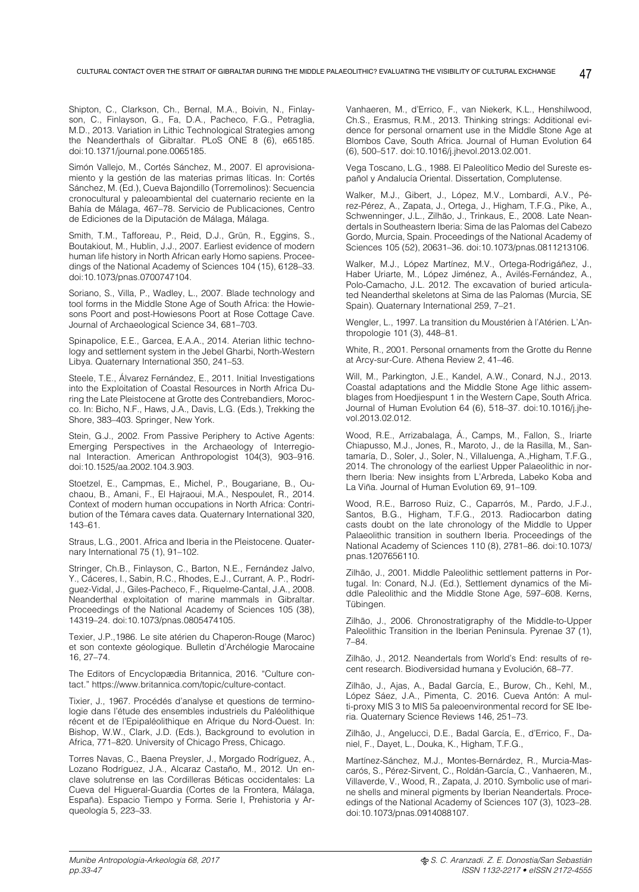Shipton, C., Clarkson, Ch., Bernal, M.A., Boivin, N., Finlayson, C., Finlayson, G., Fa, D.A., Pacheco, F.G., Petraglia, M.D., 2013. Variation in Lithic Technological Strategies among the Neanderthals of Gibraltar. PLoS ONE 8 (6), e65185. doi:10.1371/journal.pone.0065185.

Simón Vallejo, M., Cortés Sánchez, M., 2007. El aprovisionamiento y la gestión de las materias primas líticas. In: Cortés Sánchez, M. (Ed.), Cueva Bajondillo (Torremolinos): Secuencia cronocultural y paleoambiental del cuaternario reciente en la Bahía de Málaga, 467–78. Servicio de Publicaciones, Centro de Ediciones de la Diputación de Málaga, Málaga.

Smith, T.M., Tafforeau, P., Reid, D.J., Grün, R., Eggins, S., Boutakiout, M., Hublin, J.J., 2007. Earliest evidence of modern human life history in North African early Homo sapiens. Proceedings of the National Academy of Sciences 104 (15), 6128–33. doi:10.1073/pnas.0700747104.

Soriano, S., Villa, P., Wadley, L., 2007. Blade technology and tool forms in the Middle Stone Age of South Africa: the Howiesons Poort and post-Howiesons Poort at Rose Cottage Cave. Journal of Archaeological Science 34, 681–703.

Spinapolice, E.E., Garcea, E.A.A., 2014. Aterian lithic technology and settlement system in the Jebel Gharbi, North-Western Libya. Quaternary International 350, 241–53.

Steele, T.E., Álvarez Fernández, E., 2011. Initial Investigations into the Exploitation of Coastal Resources in North Africa During the Late Pleistocene at Grotte des Contrebandiers, Morocco. In: Bicho, N.F., Haws, J.A., Davis, L.G. (Eds.), Trekking the Shore, 383–403. Springer, New York.

Stein, G.J., 2002. From Passive Periphery to Active Agents: Emerging Perspectives in the Archaeology of Interregional Interaction. American Anthropologist 104(3), 903–916. doi:10.1525/aa.2002.104.3.903.

Stoetzel, E., Campmas, E., Michel, P., Bougariane, B., Ouchaou, B., Amani, F., El Hajraoui, M.A., Nespoulet, R., 2014. Context of modern human occupations in North Africa: Contribution of the Témara caves data. Quaternary International 320, 143–61.

Straus, L.G., 2001. Africa and Iberia in the Pleistocene. Quaternary International 75 (1), 91–102.

Stringer, Ch.B., Finlayson, C., Barton, N.E., Fernández Jalvo, Y., Cáceres, I., Sabin, R.C., Rhodes, E.J., Currant, A. P., Rodríguez-Vidal, J., Giles-Pacheco, F., Riquelme-Cantal, J.A., 2008. Neanderthal exploitation of marine mammals in Gibraltar. Proceedings of the National Academy of Sciences 105 (38), 14319–24. doi:10.1073/pnas.0805474105.

Texier, J.P.,1986. Le site atérien du Chaperon-Rouge (Maroc) et son contexte géologique. Bulletin d'Archélogie Marocaine 16, 27–74.

The Editors of Encyclopædia Britannica, 2016. "Culture contact." https://www.britannica.com/topic/culture-contact.

Tixier, J., 1967. Procédés d'analyse et questions de terminologie dans l'étude des ensembles industriels du Paléolithique récent et de l'Epipaléolithique en Afrique du Nord-Ouest. In: Bishop, W.W., Clark, J.D. (Eds.), Background to evolution in Africa, 771–820. University of Chicago Press, Chicago.

Torres Navas, C., Baena Preysler, J., Morgado Rodríguez, A., Lozano Rodríguez, J.A., Alcaraz Castaño, M., 2012. Un enclave solutrense en las Cordilleras Béticas occidentales: La Cueva del Higueral-Guardia (Cortes de la Frontera, Málaga, España). Espacio Tiempo y Forma. Serie I, Prehistoria y Arqueología 5, 223–33.

Vanhaeren, M., d'Errico, F., van Niekerk, K.L., Henshilwood, Ch.S., Erasmus, R.M., 2013. Thinking strings: Additional evidence for personal ornament use in the Middle Stone Age at Blombos Cave, South Africa. Journal of Human Evolution 64 (6), 500–517. doi:10.1016/j.jhevol.2013.02.001.

Vega Toscano, L.G., 1988. El Paleolítico Medio del Sureste español y Andalucía Oriental. Dissertation, Complutense.

Walker, M.J., Gibert, J., López, M.V., Lombardi, A.V., Pérez-Pérez, A., Zapata, J., Ortega, J., Higham, T.F.G., Pike, A., Schwenninger, J.L., Zilhão, J., Trinkaus, E., 2008. Late Neandertals in Southeastern Iberia: Sima de las Palomas del Cabezo Gordo, Murcia, Spain. Proceedings of the National Academy of Sciences 105 (52), 20631–36. doi:10.1073/pnas.0811213106.

Walker, M.J., López Martínez, M.V., Ortega-Rodrigáñez, J., Haber Uriarte, M., López Jiménez, A., Avilés-Fernández, A., Polo-Camacho, J.L. 2012. The excavation of buried articulated Neanderthal skeletons at Sima de las Palomas (Murcia, SE Spain). Quaternary International 259, 7–21.

Wengler, L., 1997. La transition du Moustérien à l'Atérien. L'Anthropologie 101 (3), 448–81.

White, R., 2001. Personal ornaments from the Grotte du Renne at Arcy-sur-Cure. Athena Review 2, 41–46.

Will, M., Parkington, J.E., Kandel, A.W., Conard, N.J., 2013. Coastal adaptations and the Middle Stone Age lithic assemblages from Hoedjiespunt 1 in the Western Cape, South Africa. Journal of Human Evolution 64 (6), 518–37. doi:10.1016/j.jhevol.2013.02.012.

Wood, R.E., Arrizabalaga, Á., Camps, M., Fallon, S., Iriarte Chiapusso, M.J., Jones, R., Maroto, J., de la Rasilla, M., Santamaría, D., Soler, J., Soler, N., Villaluenga, A.,Higham, T.F.G., 2014. The chronology of the earliest Upper Palaeolithic in northern Iberia: New insights from L'Arbreda, Labeko Koba and La Viña. Journal of Human Evolution 69, 91–109.

Wood, R.E., Barroso Ruiz, C., Caparrós, M., Pardo, J.F.J., Santos, B.G., Higham, T.F.G., 2013. Radiocarbon dating casts doubt on the late chronology of the Middle to Upper Palaeolithic transition in southern Iberia. Proceedings of the National Academy of Sciences 110 (8), 2781–86. doi:10.1073/pnas.1207656110.

Zilhão, J., 2001. Middle Paleolithic settlement patterns in Portugal. In: Conard, N.J. (Ed.), Settlement dynamics of the Middle Paleolithic and the Middle Stone Age, 597–608. Kerns, Tübingen.

Zilhão, J., 2006. Chronostratigraphy of the Middle-to-Upper Paleolithic Transition in the Iberian Peninsula. Pyrenae 37 (1), 7–84.

Zilhão, J., 2012. Neandertals from World's End: results of recent research. Biodiversidad humana y Evolución, 68–77.

Zilhão, J., Ajas, A., Badal García, E., Burow, Ch., Kehl, M., López Sáez, J.A., Pimenta, C. 2016. Cueva Antón: A multi-proxy MIS 3 to MIS 5a paleoenvironmental record for SE Iberia. Quaternary Science Reviews 146, 251–73.

Zilhão, J., Angelucci, D.E., Badal García, E., d'Errico, F., Daniel, F., Dayet, L., Douka, K., Higham, T.F.G.,

Martínez-Sánchez, M.J., Montes-Bernárdez, R., Murcia-Mascarós, S., Pérez-Sirvent, C., Roldán-García, C., Vanhaeren, M., Villaverde, V., Wood, R., Zapata, J. 2010. Symbolic use of marine shells and mineral pigments by Iberian Neandertals. Proceedings of the National Academy of Sciences 107 (3), 1023–28. doi:10.1073/pnas.0914088107.